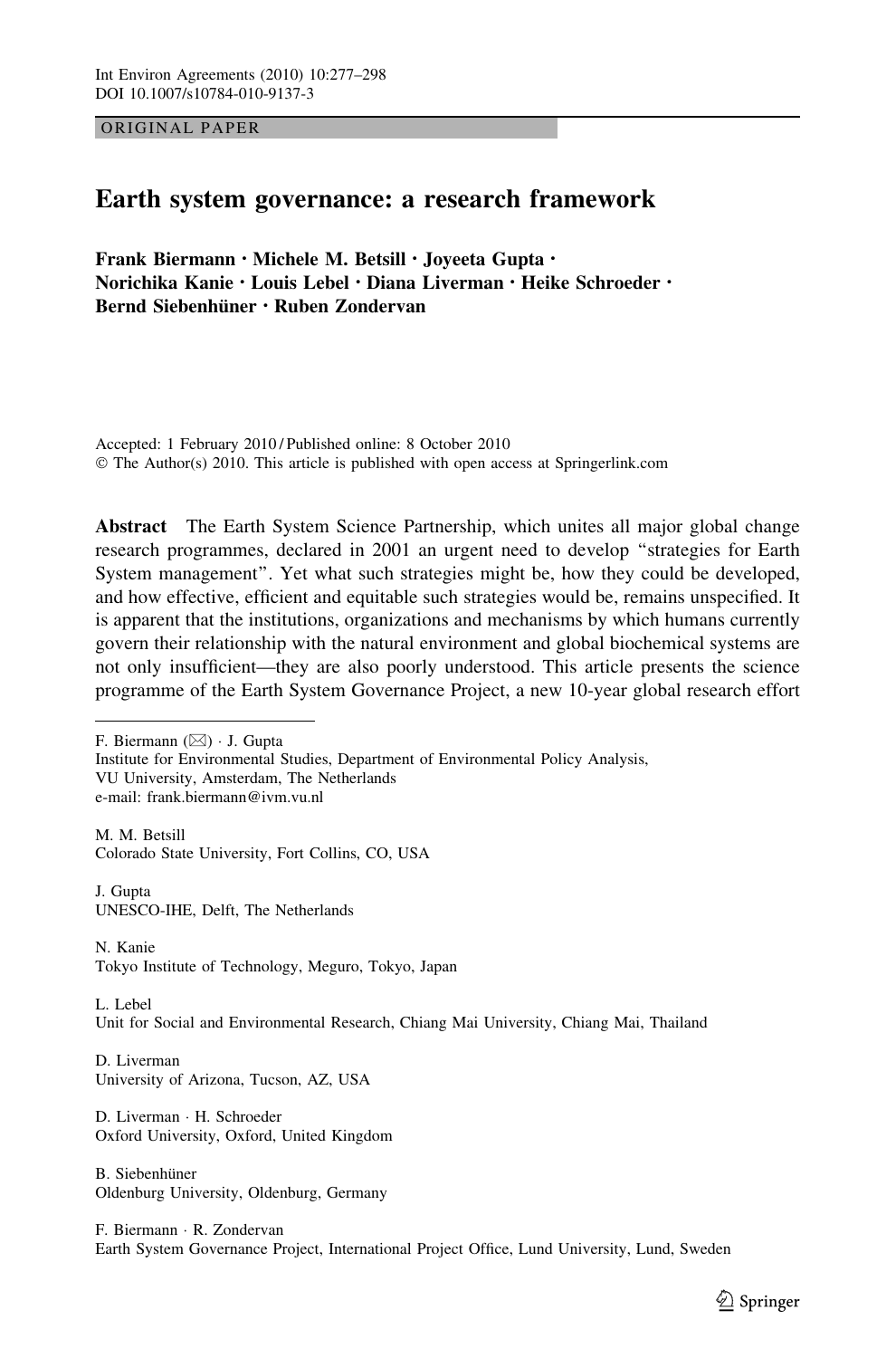ORIGINAL PAPER

# Earth system governance: a research framework

**Frank Biermann · Michele M. Betsill · Joyeeta Gupta · Norichika Kanie · Louis Lebel · Diana Liverman · Heike Schroeder · Bernd Siebenhüner · Ruben Zondervan**

Accepted: 1 February 2010 / Published online: 8 October 2010
© The Author(s) 2010. This article is published with open access at Springerlink.com

**Abstract** The Earth System Science Partnership, which unites all major global change research programmes, declared in 2001 an urgent need to develop "strategies for Earth System management". Yet what such strategies might be, how they could be developed, and how effective, efficient and equitable such strategies would be, remains unspecified. It is apparent that the institutions, organizations and mechanisms by which humans currently govern their relationship with the natural environment and global biochemical systems are not only insufficient—they are also poorly understood. This article presents the science programme of the Earth System Governance Project, a new 10-year global research effort

---

F. Biermann (✉) · J. Gupta
Institute for Environmental Studies, Department of Environmental Policy Analysis, VU University, Amsterdam, The Netherlands
e-mail: frank.biermann@ivm.vu.nl

M. M. Betsill
Colorado State University, Fort Collins, CO, USA

J. Gupta
UNESCO-IHE, Delft, The Netherlands

N. Kanie
Tokyo Institute of Technology, Meguro, Tokyo, Japan

L. Lebel
Unit for Social and Environmental Research, Chiang Mai University, Chiang Mai, Thailand

D. Liverman
University of Arizona, Tucson, AZ, USA

D. Liverman · H. Schroeder
Oxford University, Oxford, United Kingdom

B. Siebenhüner
Oldenburg University, Oldenburg, Germany

F. Biermann · R. Zondervan
Earth System Governance Project, International Project Office, Lund University, Lund, Sweden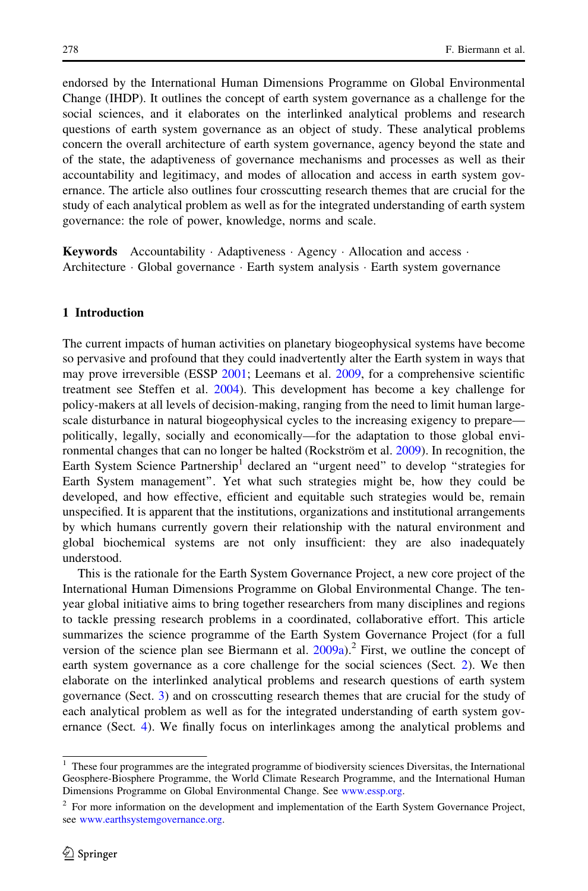endorsed by the International Human Dimensions Programme on Global Environmental Change (IHDP). It outlines the concept of earth system governance as a challenge for the social sciences, and it elaborates on the interlinked analytical problems and research questions of earth system governance as an object of study. These analytical problems concern the overall architecture of earth system governance, agency beyond the state and of the state, the adaptiveness of governance mechanisms and processes as well as their accountability and legitimacy, and modes of allocation and access in earth system governance. The article also outlines four crosscutting research themes that are crucial for the study of each analytical problem as well as for the integrated understanding of earth system governance: the role of power, knowledge, norms and scale.

**Keywords** Accountability · Adaptiveness · Agency · Allocation and access · Architecture · Global governance · Earth system analysis · Earth system governance

## 1 Introduction

The current impacts of human activities on planetary biogeophysical systems have become so pervasive and profound that they could inadvertently alter the Earth system in ways that may prove irreversible (ESSP 2001; Leemans et al. 2009, for a comprehensive scientific treatment see Steffen et al. 2004). This development has become a key challenge for policy-makers at all levels of decision-making, ranging from the need to limit human large-scale disturbance in natural biogeophysical cycles to the increasing exigency to prepare—politically, legally, socially and economically—for the adaptation to those global environmental changes that can no longer be halted (Rockström et al. 2009). In recognition, the Earth System Science Partnership[1] declared an "urgent need" to develop "strategies for Earth System management". Yet what such strategies might be, how they could be developed, and how effective, efficient and equitable such strategies would be, remain unspecified. It is apparent that the institutions, organizations and institutional arrangements by which humans currently govern their relationship with the natural environment and global biochemical systems are not only insufficient: they are also inadequately understood.

This is the rationale for the Earth System Governance Project, a new core project of the International Human Dimensions Programme on Global Environmental Change. The ten-year global initiative aims to bring together researchers from many disciplines and regions to tackle pressing research problems in a coordinated, collaborative effort. This article summarizes the science programme of the Earth System Governance Project (for a full version of the science plan see Biermann et al. 2009a).[2] First, we outline the concept of earth system governance as a core challenge for the social sciences (Sect. 2). We then elaborate on the interlinked analytical problems and research questions of earth system governance (Sect. 3) and on crosscutting research themes that are crucial for the study of each analytical problem as well as for the integrated understanding of earth system governance (Sect. 4). We finally focus on interlinkages among the analytical problems and

[1] These four programmes are the integrated programme of biodiversity sciences Diversitas, the International Geosphere-Biosphere Programme, the World Climate Research Programme, and the International Human Dimensions Programme on Global Environmental Change. See www.essp.org.

[2] For more information on the development and implementation of the Earth System Governance Project, see www.earthsystemgovernance.org.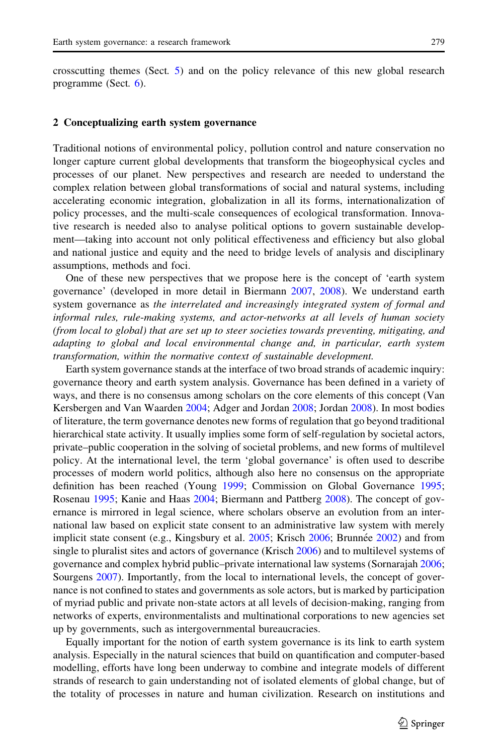crosscutting themes (Sect. 5) and on the policy relevance of this new global research programme (Sect. 6).

## 2 Conceptualizing earth system governance

Traditional notions of environmental policy, pollution control and nature conservation no longer capture current global developments that transform the biogeophysical cycles and processes of our planet. New perspectives and research are needed to understand the complex relation between global transformations of social and natural systems, including accelerating economic integration, globalization in all its forms, internationalization of policy processes, and the multi-scale consequences of ecological transformation. Innovative research is needed also to analyse political options to govern sustainable development—taking into account not only political effectiveness and efficiency but also global and national justice and equity and the need to bridge levels of analysis and disciplinary assumptions, methods and foci.

One of these new perspectives that we propose here is the concept of 'earth system governance' (developed in more detail in Biermann 2007, 2008). We understand earth system governance as *the interrelated and increasingly integrated system of formal and informal rules, rule-making systems, and actor-networks at all levels of human society (from local to global) that are set up to steer societies towards preventing, mitigating, and adapting to global and local environmental change and, in particular, earth system transformation, within the normative context of sustainable development.*

Earth system governance stands at the interface of two broad strands of academic inquiry: governance theory and earth system analysis. Governance has been defined in a variety of ways, and there is no consensus among scholars on the core elements of this concept (Van Kersbergen and Van Waarden 2004; Adger and Jordan 2008; Jordan 2008). In most bodies of literature, the term governance denotes new forms of regulation that go beyond traditional hierarchical state activity. It usually implies some form of self-regulation by societal actors, private–public cooperation in the solving of societal problems, and new forms of multilevel policy. At the international level, the term 'global governance' is often used to describe processes of modern world politics, although also here no consensus on the appropriate definition has been reached (Young 1999; Commission on Global Governance 1995; Rosenau 1995; Kanie and Haas 2004; Biermann and Pattberg 2008). The concept of governance is mirrored in legal science, where scholars observe an evolution from an international law based on explicit state consent to an administrative law system with merely implicit state consent (e.g., Kingsbury et al. 2005; Krisch 2006; Brunnée 2002) and from single to pluralist sites and actors of governance (Krisch 2006) and to multilevel systems of governance and complex hybrid public–private international law systems (Sornarajah 2006; Sourgens 2007). Importantly, from the local to international levels, the concept of governance is not confined to states and governments as sole actors, but is marked by participation of myriad public and private non-state actors at all levels of decision-making, ranging from networks of experts, environmentalists and multinational corporations to new agencies set up by governments, such as intergovernmental bureaucracies.

Equally important for the notion of earth system governance is its link to earth system analysis. Especially in the natural sciences that build on quantification and computer-based modelling, efforts have long been underway to combine and integrate models of different strands of research to gain understanding not of isolated elements of global change, but of the totality of processes in nature and human civilization. Research on institutions and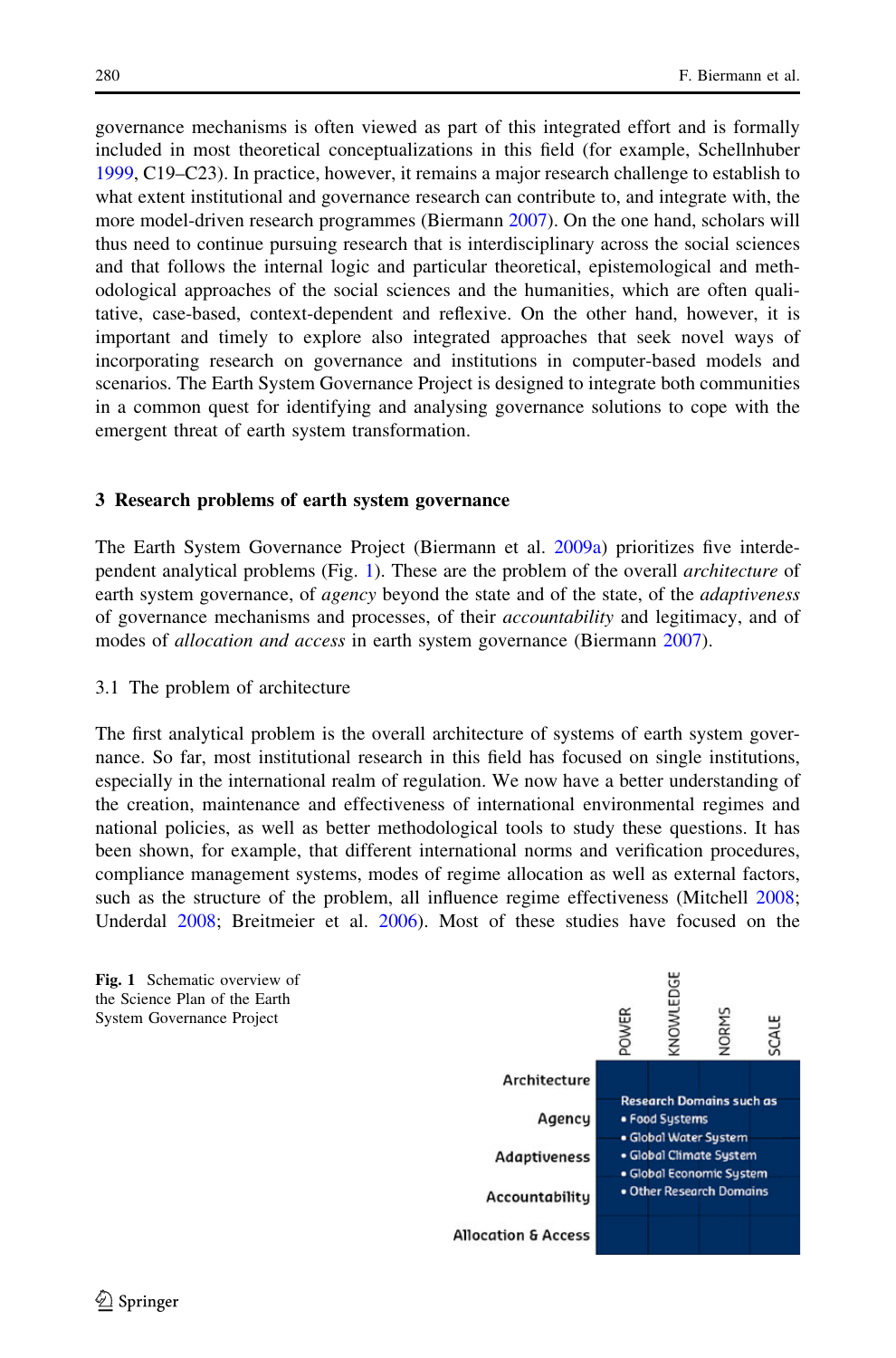governance mechanisms is often viewed as part of this integrated effort and is formally included in most theoretical conceptualizations in this field (for example, Schellnhuber 1999, C19–C23). In practice, however, it remains a major research challenge to establish to what extent institutional and governance research can contribute to, and integrate with, the more model-driven research programmes (Biermann 2007). On the one hand, scholars will thus need to continue pursuing research that is interdisciplinary across the social sciences and that follows the internal logic and particular theoretical, epistemological and methodological approaches of the social sciences and the humanities, which are often qualitative, case-based, context-dependent and reflexive. On the other hand, however, it is important and timely to explore also integrated approaches that seek novel ways of incorporating research on governance and institutions in computer-based models and scenarios. The Earth System Governance Project is designed to integrate both communities in a common quest for identifying and analysing governance solutions to cope with the emergent threat of earth system transformation.

## 3 Research problems of earth system governance

The Earth System Governance Project (Biermann et al. 2009a) prioritizes five interdependent analytical problems (Fig. 1). These are the problem of the overall *architecture* of earth system governance, of *agency* beyond the state and of the state, of the *adaptiveness* of governance mechanisms and processes, of their *accountability* and legitimacy, and of modes of *allocation and access* in earth system governance (Biermann 2007).

### 3.1 The problem of architecture

The first analytical problem is the overall architecture of systems of earth system governance. So far, most institutional research in this field has focused on single institutions, especially in the international realm of regulation. We now have a better understanding of the creation, maintenance and effectiveness of international environmental regimes and national policies, as well as better methodological tools to study these questions. It has been shown, for example, that different international norms and verification procedures, compliance management systems, modes of regime allocation as well as external factors, such as the structure of the problem, all influence regime effectiveness (Mitchell 2008; Underdal 2008; Breitmeier et al. 2006). Most of these studies have focused on the

POWER
KNOWLEDGE
NORMS
SCALE

Architecture
Agency
Adaptiveness
Accountability
Allocation & Access

Research Domains such as
• Food Systems
• Global Water System
• Global Climate System
• Global Economic System
• Other Research Domains

**Fig. 1** Schematic overview of the Science Plan of the Earth System Governance Project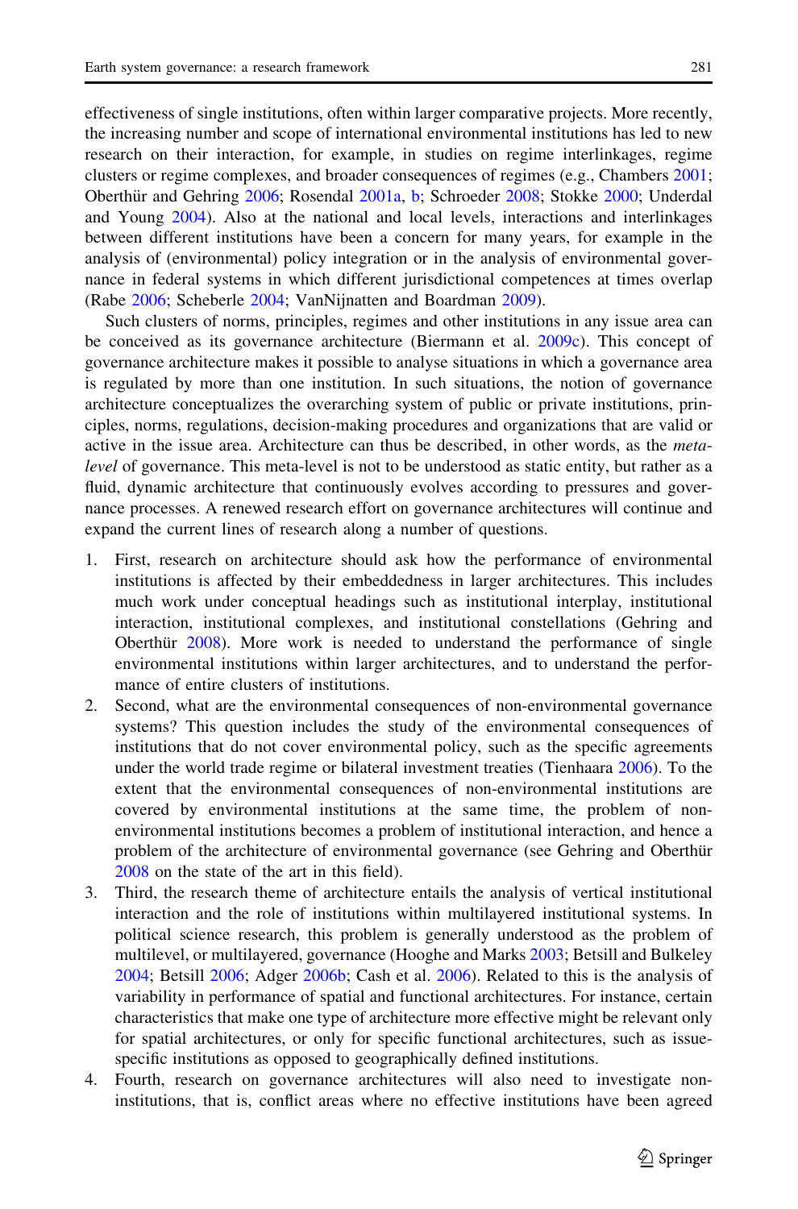effectiveness of single institutions, often within larger comparative projects. More recently, the increasing number and scope of international environmental institutions has led to new research on their interaction, for example, in studies on regime interlinkages, regime clusters or regime complexes, and broader consequences of regimes (e.g., Chambers 2001; Oberthür and Gehring 2006; Rosendal 2001a, b; Schroeder 2008; Stokke 2000; Underdal and Young 2004). Also at the national and local levels, interactions and interlinkages between different institutions have been a concern for many years, for example in the analysis of (environmental) policy integration or in the analysis of environmental governance in federal systems in which different jurisdictional competences at times overlap (Rabe 2006; Scheberle 2004; VanNijnatten and Boardman 2009).

Such clusters of norms, principles, regimes and other institutions in any issue area can be conceived as its governance architecture (Biermann et al. 2009c). This concept of governance architecture makes it possible to analyse situations in which a governance area is regulated by more than one institution. In such situations, the notion of governance architecture conceptualizes the overarching system of public or private institutions, principles, norms, regulations, decision-making procedures and organizations that are valid or active in the issue area. Architecture can thus be described, in other words, as the *meta-level* of governance. This meta-level is not to be understood as static entity, but rather as a fluid, dynamic architecture that continuously evolves according to pressures and governance processes. A renewed research effort on governance architectures will continue and expand the current lines of research along a number of questions.

1. First, research on architecture should ask how the performance of environmental institutions is affected by their embeddedness in larger architectures. This includes much work under conceptual headings such as institutional interplay, institutional interaction, institutional complexes, and institutional constellations (Gehring and Oberthür 2008). More work is needed to understand the performance of single environmental institutions within larger architectures, and to understand the performance of entire clusters of institutions.
2. Second, what are the environmental consequences of non-environmental governance systems? This question includes the study of the environmental consequences of institutions that do not cover environmental policy, such as the specific agreements under the world trade regime or bilateral investment treaties (Tienhaara 2006). To the extent that the environmental consequences of non-environmental institutions are covered by environmental institutions at the same time, the problem of non-environmental institutions becomes a problem of institutional interaction, and hence a problem of the architecture of environmental governance (see Gehring and Oberthür 2008 on the state of the art in this field).
3. Third, the research theme of architecture entails the analysis of vertical institutional interaction and the role of institutions within multilayered institutional systems. In political science research, this problem is generally understood as the problem of multilevel, or multilayered, governance (Hooghe and Marks 2003; Betsill and Bulkeley 2004; Betsill 2006; Adger 2006b; Cash et al. 2006). Related to this is the analysis of variability in performance of spatial and functional architectures. For instance, certain characteristics that make one type of architecture more effective might be relevant only for spatial architectures, or only for specific functional architectures, such as issue-specific institutions as opposed to geographically defined institutions.
4. Fourth, research on governance architectures will also need to investigate non-institutions, that is, conflict areas where no effective institutions have been agreed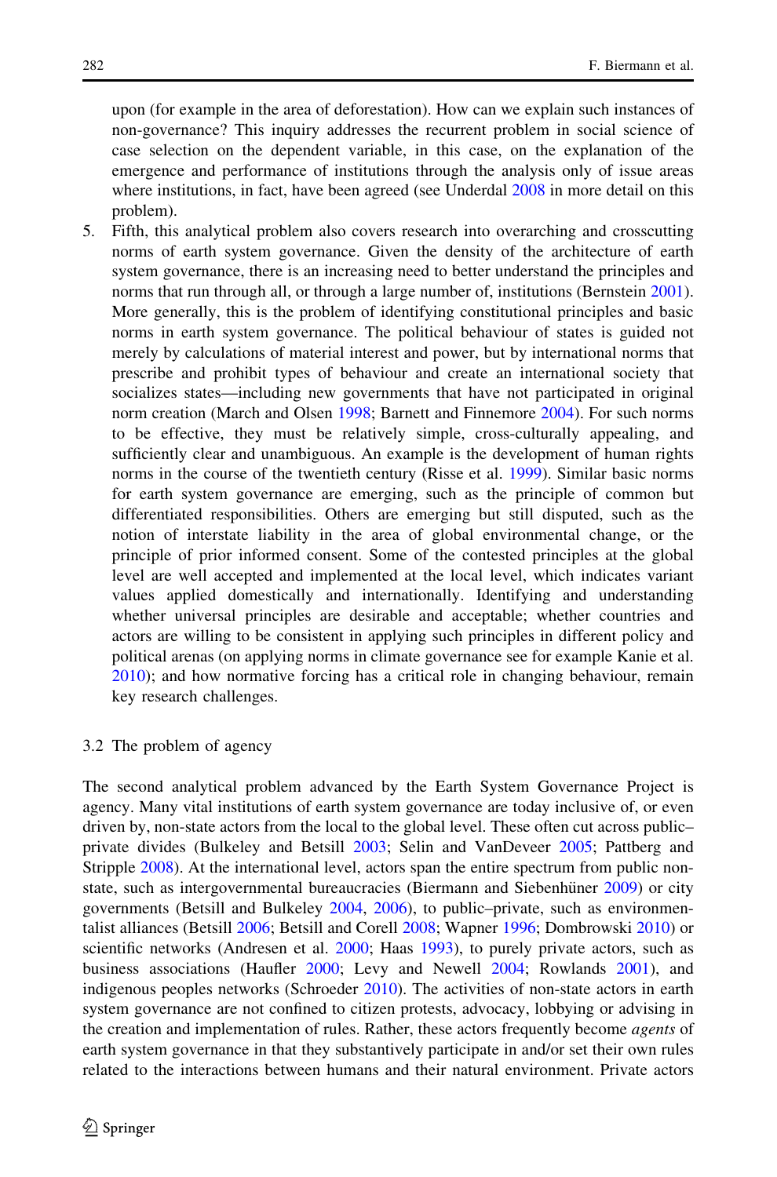upon (for example in the area of deforestation). How can we explain such instances of non-governance? This inquiry addresses the recurrent problem in social science of case selection on the dependent variable, in this case, on the explanation of the emergence and performance of institutions through the analysis only of issue areas where institutions, in fact, have been agreed (see Underdal 2008 in more detail on this problem).

5. Fifth, this analytical problem also covers research into overarching and crosscutting norms of earth system governance. Given the density of the architecture of earth system governance, there is an increasing need to better understand the principles and norms that run through all, or through a large number of, institutions (Bernstein 2001). More generally, this is the problem of identifying constitutional principles and basic norms in earth system governance. The political behaviour of states is guided not merely by calculations of material interest and power, but by international norms that prescribe and prohibit types of behaviour and create an international society that socializes states—including new governments that have not participated in original norm creation (March and Olsen 1998; Barnett and Finnemore 2004). For such norms to be effective, they must be relatively simple, cross-culturally appealing, and sufficiently clear and unambiguous. An example is the development of human rights norms in the course of the twentieth century (Risse et al. 1999). Similar basic norms for earth system governance are emerging, such as the principle of common but differentiated responsibilities. Others are emerging but still disputed, such as the notion of interstate liability in the area of global environmental change, or the principle of prior informed consent. Some of the contested principles at the global level are well accepted and implemented at the local level, which indicates variant values applied domestically and internationally. Identifying and understanding whether universal principles are desirable and acceptable; whether countries and actors are willing to be consistent in applying such principles in different policy and political arenas (on applying norms in climate governance see for example Kanie et al. 2010); and how normative forcing has a critical role in changing behaviour, remain key research challenges.

### 3.2 The problem of agency

The second analytical problem advanced by the Earth System Governance Project is agency. Many vital institutions of earth system governance are today inclusive of, or even driven by, non-state actors from the local to the global level. These often cut across public–private divides (Bulkeley and Betsill 2003; Selin and VanDeveer 2005; Pattberg and Stripple 2008). At the international level, actors span the entire spectrum from public non-state, such as intergovernmental bureaucracies (Biermann and Siebenhüner 2009) or city governments (Betsill and Bulkeley 2004, 2006), to public–private, such as environmentalist alliances (Betsill 2006; Betsill and Corell 2008; Wapner 1996; Dombrowski 2010) or scientific networks (Andresen et al. 2000; Haas 1993), to purely private actors, such as business associations (Haufler 2000; Levy and Newell 2004; Rowlands 2001), and indigenous peoples networks (Schroeder 2010). The activities of non-state actors in earth system governance are not confined to citizen protests, advocacy, lobbying or advising in the creation and implementation of rules. Rather, these actors frequently become *agents* of earth system governance in that they substantively participate in and/or set their own rules related to the interactions between humans and their natural environment. Private actors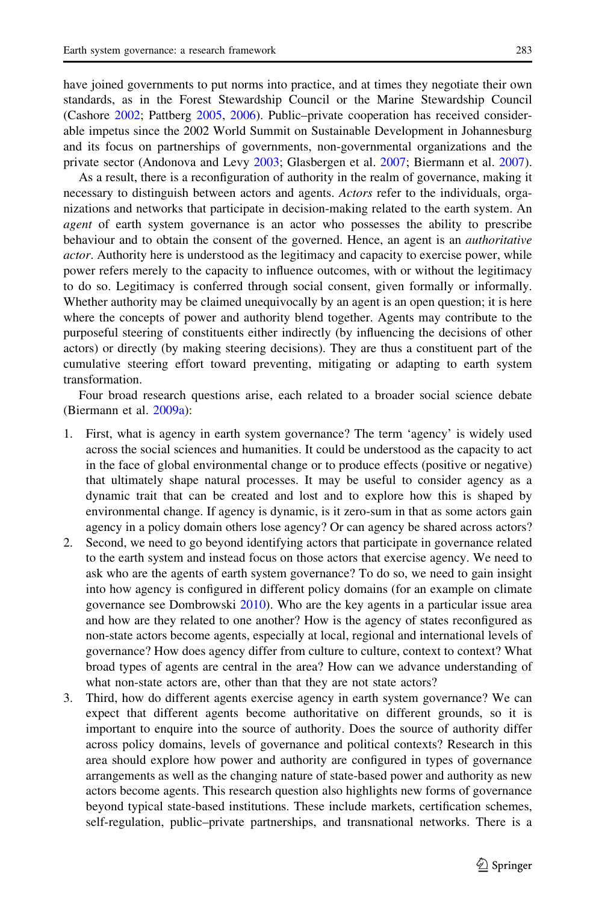have joined governments to put norms into practice, and at times they negotiate their own standards, as in the Forest Stewardship Council or the Marine Stewardship Council (Cashore 2002; Pattberg 2005, 2006). Public–private cooperation has received considerable impetus since the 2002 World Summit on Sustainable Development in Johannesburg and its focus on partnerships of governments, non-governmental organizations and the private sector (Andonova and Levy 2003; Glasbergen et al. 2007; Biermann et al. 2007).

As a result, there is a reconfiguration of authority in the realm of governance, making it necessary to distinguish between actors and agents. *Actors* refer to the individuals, organizations and networks that participate in decision-making related to the earth system. An *agent* of earth system governance is an actor who possesses the ability to prescribe behaviour and to obtain the consent of the governed. Hence, an agent is an *authoritative actor*. Authority here is understood as the legitimacy and capacity to exercise power, while power refers merely to the capacity to influence outcomes, with or without the legitimacy to do so. Legitimacy is conferred through social consent, given formally or informally. Whether authority may be claimed unequivocally by an agent is an open question; it is here where the concepts of power and authority blend together. Agents may contribute to the purposeful steering of constituents either indirectly (by influencing the decisions of other actors) or directly (by making steering decisions). They are thus a constituent part of the cumulative steering effort toward preventing, mitigating or adapting to earth system transformation.

Four broad research questions arise, each related to a broader social science debate (Biermann et al. 2009a):

1. First, what is agency in earth system governance? The term 'agency' is widely used across the social sciences and humanities. It could be understood as the capacity to act in the face of global environmental change or to produce effects (positive or negative) that ultimately shape natural processes. It may be useful to consider agency as a dynamic trait that can be created and lost and to explore how this is shaped by environmental change. If agency is dynamic, is it zero-sum in that as some actors gain agency in a policy domain others lose agency? Or can agency be shared across actors?
2. Second, we need to go beyond identifying actors that participate in governance related to the earth system and instead focus on those actors that exercise agency. We need to ask who are the agents of earth system governance? To do so, we need to gain insight into how agency is configured in different policy domains (for an example on climate governance see Dombrowski 2010). Who are the key agents in a particular issue area and how are they related to one another? How is the agency of states reconfigured as non-state actors become agents, especially at local, regional and international levels of governance? How does agency differ from culture to culture, context to context? What broad types of agents are central in the area? How can we advance understanding of what non-state actors are, other than that they are not state actors?
3. Third, how do different agents exercise agency in earth system governance? We can expect that different agents become authoritative on different grounds, so it is important to enquire into the source of authority. Does the source of authority differ across policy domains, levels of governance and political contexts? Research in this area should explore how power and authority are configured in types of governance arrangements as well as the changing nature of state-based power and authority as new actors become agents. This research question also highlights new forms of governance beyond typical state-based institutions. These include markets, certification schemes, self-regulation, public–private partnerships, and transnational networks. There is a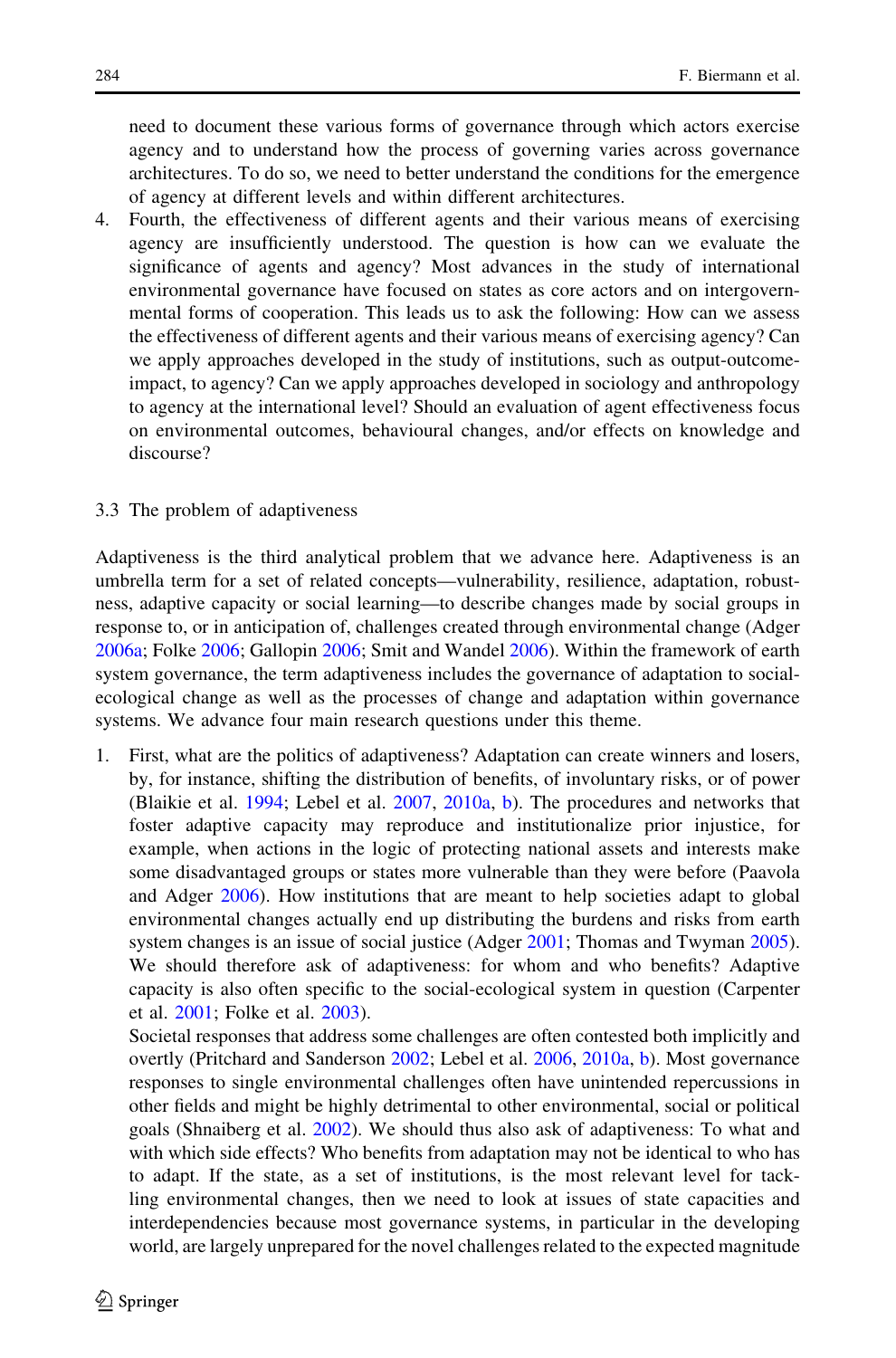need to document these various forms of governance through which actors exercise agency and to understand how the process of governing varies across governance architectures. To do so, we need to better understand the conditions for the emergence of agency at different levels and within different architectures.

4. Fourth, the effectiveness of different agents and their various means of exercising agency are insufficiently understood. The question is how can we evaluate the significance of agents and agency? Most advances in the study of international environmental governance have focused on states as core actors and on intergovernmental forms of cooperation. This leads us to ask the following: How can we assess the effectiveness of different agents and their various means of exercising agency? Can we apply approaches developed in the study of institutions, such as output-outcome-impact, to agency? Can we apply approaches developed in sociology and anthropology to agency at the international level? Should an evaluation of agent effectiveness focus on environmental outcomes, behavioural changes, and/or effects on knowledge and discourse?

### 3.3 The problem of adaptiveness

Adaptiveness is the third analytical problem that we advance here. Adaptiveness is an umbrella term for a set of related concepts—vulnerability, resilience, adaptation, robustness, adaptive capacity or social learning—to describe changes made by social groups in response to, or in anticipation of, challenges created through environmental change (Adger 2006a; Folke 2006; Gallopin 2006; Smit and Wandel 2006). Within the framework of earth system governance, the term adaptiveness includes the governance of adaptation to social-ecological change as well as the processes of change and adaptation within governance systems. We advance four main research questions under this theme.

1. First, what are the politics of adaptiveness? Adaptation can create winners and losers, by, for instance, shifting the distribution of benefits, of involuntary risks, or of power (Blaikie et al. 1994; Lebel et al. 2007, 2010a, b). The procedures and networks that foster adaptive capacity may reproduce and institutionalize prior injustice, for example, when actions in the logic of protecting national assets and interests make some disadvantaged groups or states more vulnerable than they were before (Paavola and Adger 2006). How institutions that are meant to help societies adapt to global environmental changes actually end up distributing the burdens and risks from earth system changes is an issue of social justice (Adger 2001; Thomas and Twyman 2005). We should therefore ask of adaptiveness: for whom and who benefits? Adaptive capacity is also often specific to the social-ecological system in question (Carpenter et al. 2001; Folke et al. 2003).

   Societal responses that address some challenges are often contested both implicitly and overtly (Pritchard and Sanderson 2002; Lebel et al. 2006, 2010a, b). Most governance responses to single environmental challenges often have unintended repercussions in other fields and might be highly detrimental to other environmental, social or political goals (Shnaiberg et al. 2002). We should thus also ask of adaptiveness: To what and with which side effects? Who benefits from adaptation may not be identical to who has to adapt. If the state, as a set of institutions, is the most relevant level for tackling environmental changes, then we need to look at issues of state capacities and interdependencies because most governance systems, in particular in the developing world, are largely unprepared for the novel challenges related to the expected magnitude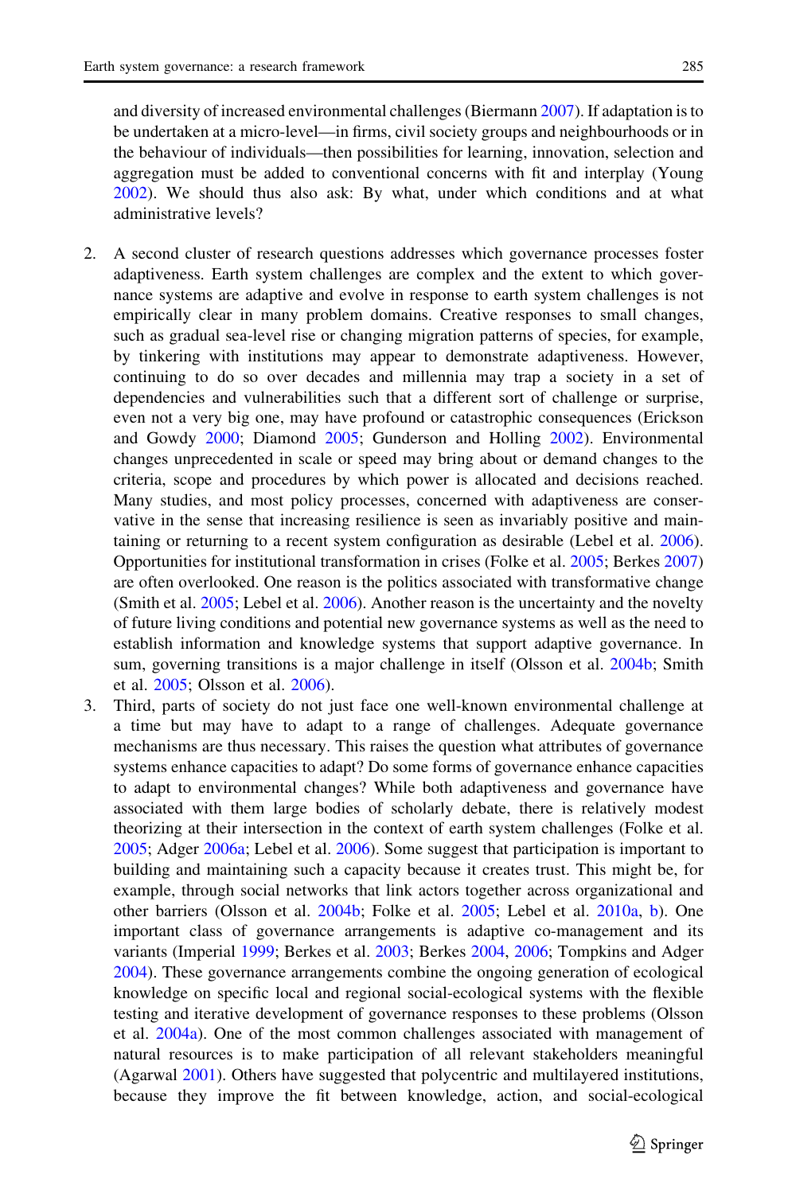and diversity of increased environmental challenges (Biermann 2007). If adaptation is to be undertaken at a micro-level—in firms, civil society groups and neighbourhoods or in the behaviour of individuals—then possibilities for learning, innovation, selection and aggregation must be added to conventional concerns with fit and interplay (Young 2002). We should thus also ask: By what, under which conditions and at what administrative levels?

2. A second cluster of research questions addresses which governance processes foster adaptiveness. Earth system challenges are complex and the extent to which governance systems are adaptive and evolve in response to earth system challenges is not empirically clear in many problem domains. Creative responses to small changes, such as gradual sea-level rise or changing migration patterns of species, for example, by tinkering with institutions may appear to demonstrate adaptiveness. However, continuing to do so over decades and millennia may trap a society in a set of dependencies and vulnerabilities such that a different sort of challenge or surprise, even not a very big one, may have profound or catastrophic consequences (Erickson and Gowdy 2000; Diamond 2005; Gunderson and Holling 2002). Environmental changes unprecedented in scale or speed may bring about or demand changes to the criteria, scope and procedures by which power is allocated and decisions reached. Many studies, and most policy processes, concerned with adaptiveness are conservative in the sense that increasing resilience is seen as invariably positive and maintaining or returning to a recent system configuration as desirable (Lebel et al. 2006). Opportunities for institutional transformation in crises (Folke et al. 2005; Berkes 2007) are often overlooked. One reason is the politics associated with transformative change (Smith et al. 2005; Lebel et al. 2006). Another reason is the uncertainty and the novelty of future living conditions and potential new governance systems as well as the need to establish information and knowledge systems that support adaptive governance. In sum, governing transitions is a major challenge in itself (Olsson et al. 2004b; Smith et al. 2005; Olsson et al. 2006).
3. Third, parts of society do not just face one well-known environmental challenge at a time but may have to adapt to a range of challenges. Adequate governance mechanisms are thus necessary. This raises the question what attributes of governance systems enhance capacities to adapt? Do some forms of governance enhance capacities to adapt to environmental changes? While both adaptiveness and governance have associated with them large bodies of scholarly debate, there is relatively modest theorizing at their intersection in the context of earth system challenges (Folke et al. 2005; Adger 2006a; Lebel et al. 2006). Some suggest that participation is important to building and maintaining such a capacity because it creates trust. This might be, for example, through social networks that link actors together across organizational and other barriers (Olsson et al. 2004b; Folke et al. 2005; Lebel et al. 2010a, b). One important class of governance arrangements is adaptive co-management and its variants (Imperial 1999; Berkes et al. 2003; Berkes 2004, 2006; Tompkins and Adger 2004). These governance arrangements combine the ongoing generation of ecological knowledge on specific local and regional social-ecological systems with the flexible testing and iterative development of governance responses to these problems (Olsson et al. 2004a). One of the most common challenges associated with management of natural resources is to make participation of all relevant stakeholders meaningful (Agarwal 2001). Others have suggested that polycentric and multilayered institutions, because they improve the fit between knowledge, action, and social-ecological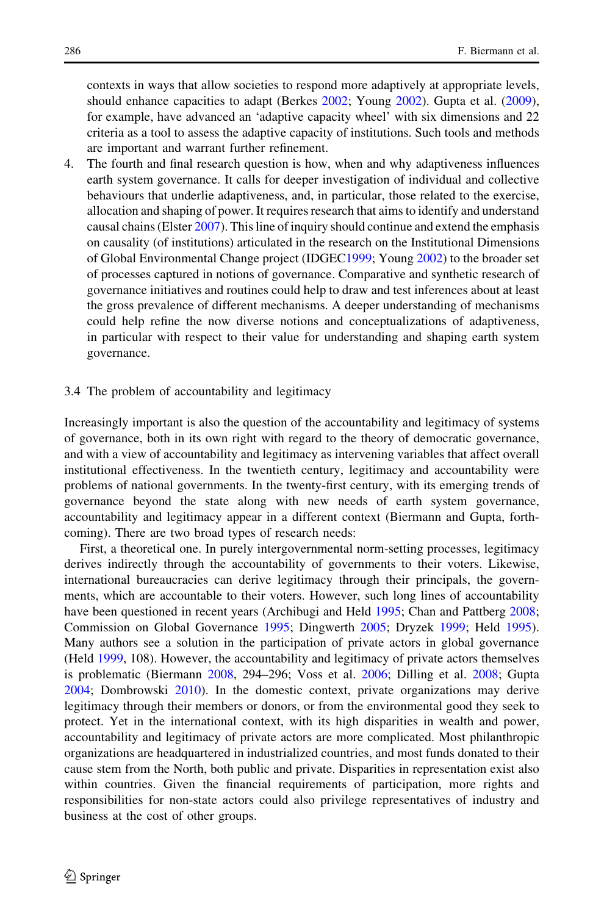contexts in ways that allow societies to respond more adaptively at appropriate levels, should enhance capacities to adapt (Berkes 2002; Young 2002). Gupta et al. (2009), for example, have advanced an 'adaptive capacity wheel' with six dimensions and 22 criteria as a tool to assess the adaptive capacity of institutions. Such tools and methods are important and warrant further refinement.

4. The fourth and final research question is how, when and why adaptiveness influences earth system governance. It calls for deeper investigation of individual and collective behaviours that underlie adaptiveness, and, in particular, those related to the exercise, allocation and shaping of power. It requires research that aims to identify and understand causal chains (Elster 2007). This line of inquiry should continue and extend the emphasis on causality (of institutions) articulated in the research on the Institutional Dimensions of Global Environmental Change project (IDGEC1999; Young 2002) to the broader set of processes captured in notions of governance. Comparative and synthetic research of governance initiatives and routines could help to draw and test inferences about at least the gross prevalence of different mechanisms. A deeper understanding of mechanisms could help refine the now diverse notions and conceptualizations of adaptiveness, in particular with respect to their value for understanding and shaping earth system governance.

### 3.4 The problem of accountability and legitimacy

Increasingly important is also the question of the accountability and legitimacy of systems of governance, both in its own right with regard to the theory of democratic governance, and with a view of accountability and legitimacy as intervening variables that affect overall institutional effectiveness. In the twentieth century, legitimacy and accountability were problems of national governments. In the twenty-first century, with its emerging trends of governance beyond the state along with new needs of earth system governance, accountability and legitimacy appear in a different context (Biermann and Gupta, forthcoming). There are two broad types of research needs:

First, a theoretical one. In purely intergovernmental norm-setting processes, legitimacy derives indirectly through the accountability of governments to their voters. Likewise, international bureaucracies can derive legitimacy through their principals, the governments, which are accountable to their voters. However, such long lines of accountability have been questioned in recent years (Archibugi and Held 1995; Chan and Pattberg 2008; Commission on Global Governance 1995; Dingwerth 2005; Dryzek 1999; Held 1995). Many authors see a solution in the participation of private actors in global governance (Held 1999, 108). However, the accountability and legitimacy of private actors themselves is problematic (Biermann 2008, 294–296; Voss et al. 2006; Dilling et al. 2008; Gupta 2004; Dombrowski 2010). In the domestic context, private organizations may derive legitimacy through their members or donors, or from the environmental good they seek to protect. Yet in the international context, with its high disparities in wealth and power, accountability and legitimacy of private actors are more complicated. Most philanthropic organizations are headquartered in industrialized countries, and most funds donated to their cause stem from the North, both public and private. Disparities in representation exist also within countries. Given the financial requirements of participation, more rights and responsibilities for non-state actors could also privilege representatives of industry and business at the cost of other groups.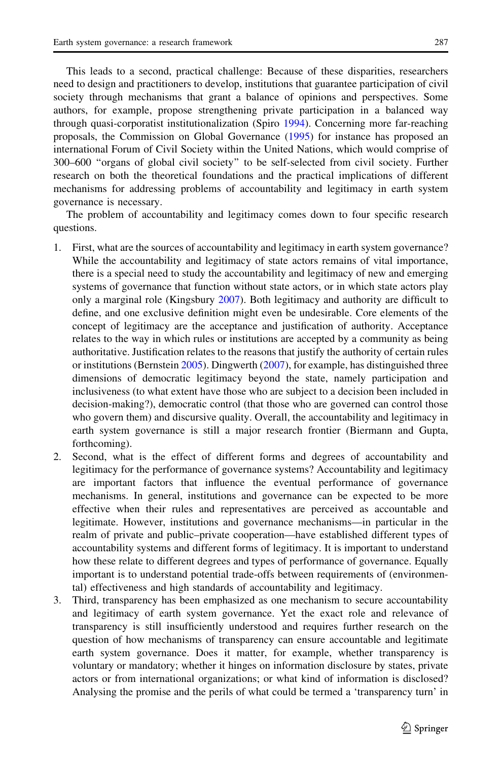This leads to a second, practical challenge: Because of these disparities, researchers need to design and practitioners to develop, institutions that guarantee participation of civil society through mechanisms that grant a balance of opinions and perspectives. Some authors, for example, propose strengthening private participation in a balanced way through quasi-corporatist institutionalization (Spiro 1994). Concerning more far-reaching proposals, the Commission on Global Governance (1995) for instance has proposed an international Forum of Civil Society within the United Nations, which would comprise of 300–600 "organs of global civil society" to be self-selected from civil society. Further research on both the theoretical foundations and the practical implications of different mechanisms for addressing problems of accountability and legitimacy in earth system governance is necessary.

The problem of accountability and legitimacy comes down to four specific research questions.

1. First, what are the sources of accountability and legitimacy in earth system governance? While the accountability and legitimacy of state actors remains of vital importance, there is a special need to study the accountability and legitimacy of new and emerging systems of governance that function without state actors, or in which state actors play only a marginal role (Kingsbury 2007). Both legitimacy and authority are difficult to define, and one exclusive definition might even be undesirable. Core elements of the concept of legitimacy are the acceptance and justification of authority. Acceptance relates to the way in which rules or institutions are accepted by a community as being authoritative. Justification relates to the reasons that justify the authority of certain rules or institutions (Bernstein 2005). Dingwerth (2007), for example, has distinguished three dimensions of democratic legitimacy beyond the state, namely participation and inclusiveness (to what extent have those who are subject to a decision been included in decision-making?), democratic control (that those who are governed can control those who govern them) and discursive quality. Overall, the accountability and legitimacy in earth system governance is still a major research frontier (Biermann and Gupta, forthcoming).
2. Second, what is the effect of different forms and degrees of accountability and legitimacy for the performance of governance systems? Accountability and legitimacy are important factors that influence the eventual performance of governance mechanisms. In general, institutions and governance can be expected to be more effective when their rules and representatives are perceived as accountable and legitimate. However, institutions and governance mechanisms—in particular in the realm of private and public–private cooperation—have established different types of accountability systems and different forms of legitimacy. It is important to understand how these relate to different degrees and types of performance of governance. Equally important is to understand potential trade-offs between requirements of (environmental) effectiveness and high standards of accountability and legitimacy.
3. Third, transparency has been emphasized as one mechanism to secure accountability and legitimacy of earth system governance. Yet the exact role and relevance of transparency is still insufficiently understood and requires further research on the question of how mechanisms of transparency can ensure accountable and legitimate earth system governance. Does it matter, for example, whether transparency is voluntary or mandatory; whether it hinges on information disclosure by states, private actors or from international organizations; or what kind of information is disclosed? Analysing the promise and the perils of what could be termed a 'transparency turn' in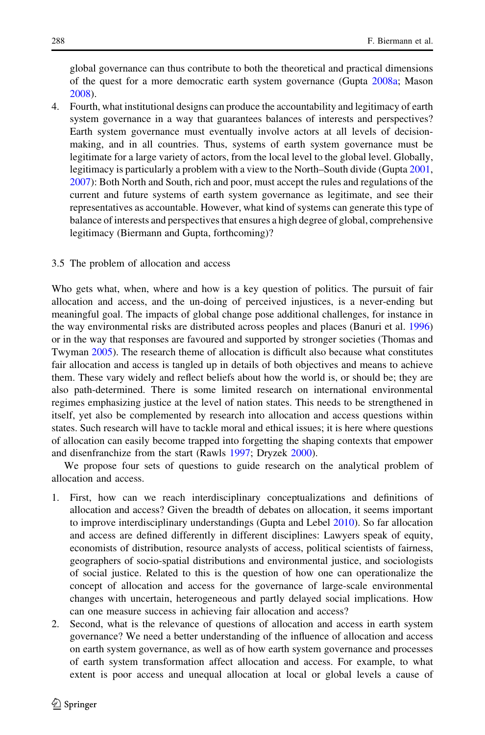global governance can thus contribute to both the theoretical and practical dimensions of the quest for a more democratic earth system governance (Gupta 2008a; Mason 2008).

4. Fourth, what institutional designs can produce the accountability and legitimacy of earth system governance in a way that guarantees balances of interests and perspectives? Earth system governance must eventually involve actors at all levels of decision-making, and in all countries. Thus, systems of earth system governance must be legitimate for a large variety of actors, from the local level to the global level. Globally, legitimacy is particularly a problem with a view to the North–South divide (Gupta 2001, 2007): Both North and South, rich and poor, must accept the rules and regulations of the current and future systems of earth system governance as legitimate, and see their representatives as accountable. However, what kind of systems can generate this type of balance of interests and perspectives that ensures a high degree of global, comprehensive legitimacy (Biermann and Gupta, forthcoming)?

### 3.5 The problem of allocation and access

Who gets what, when, where and how is a key question of politics. The pursuit of fair allocation and access, and the un-doing of perceived injustices, is a never-ending but meaningful goal. The impacts of global change pose additional challenges, for instance in the way environmental risks are distributed across peoples and places (Banuri et al. 1996) or in the way that responses are favoured and supported by stronger societies (Thomas and Twyman 2005). The research theme of allocation is difficult also because what constitutes fair allocation and access is tangled up in details of both objectives and means to achieve them. These vary widely and reflect beliefs about how the world is, or should be; they are also path-determined. There is some limited research on international environmental regimes emphasizing justice at the level of nation states. This needs to be strengthened in itself, yet also be complemented by research into allocation and access questions within states. Such research will have to tackle moral and ethical issues; it is here where questions of allocation can easily become trapped into forgetting the shaping contexts that empower and disenfranchize from the start (Rawls 1997; Dryzek 2000).

We propose four sets of questions to guide research on the analytical problem of allocation and access.

1. First, how can we reach interdisciplinary conceptualizations and definitions of allocation and access? Given the breadth of debates on allocation, it seems important to improve interdisciplinary understandings (Gupta and Lebel 2010). So far allocation and access are defined differently in different disciplines: Lawyers speak of equity, economists of distribution, resource analysts of access, political scientists of fairness, geographers of socio-spatial distributions and environmental justice, and sociologists of social justice. Related to this is the question of how one can operationalize the concept of allocation and access for the governance of large-scale environmental changes with uncertain, heterogeneous and partly delayed social implications. How can one measure success in achieving fair allocation and access?
2. Second, what is the relevance of questions of allocation and access in earth system governance? We need a better understanding of the influence of allocation and access on earth system governance, as well as of how earth system governance and processes of earth system transformation affect allocation and access. For example, to what extent is poor access and unequal allocation at local or global levels a cause of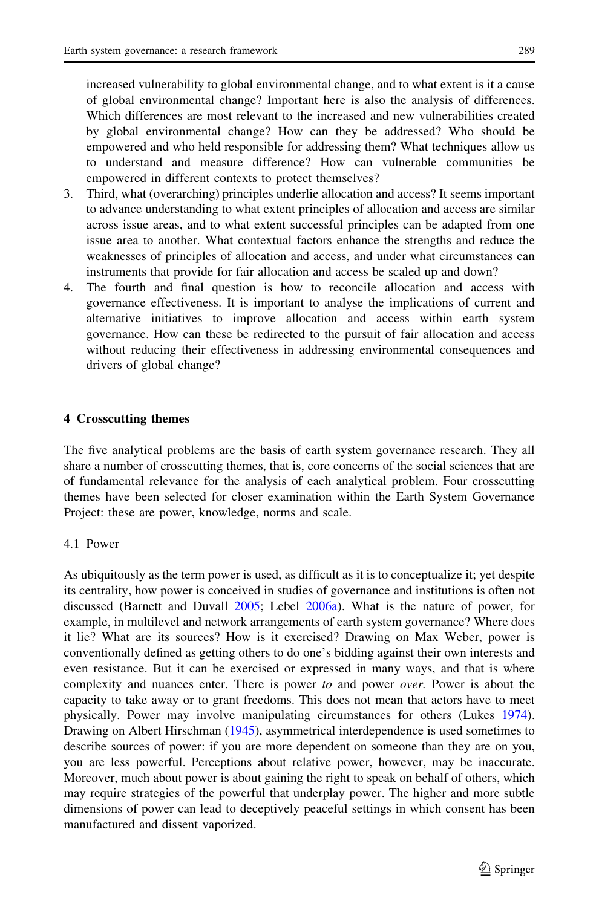increased vulnerability to global environmental change, and to what extent is it a cause of global environmental change? Important here is also the analysis of differences. Which differences are most relevant to the increased and new vulnerabilities created by global environmental change? How can they be addressed? Who should be empowered and who held responsible for addressing them? What techniques allow us to understand and measure difference? How can vulnerable communities be empowered in different contexts to protect themselves?

3. Third, what (overarching) principles underlie allocation and access? It seems important to advance understanding to what extent principles of allocation and access are similar across issue areas, and to what extent successful principles can be adapted from one issue area to another. What contextual factors enhance the strengths and reduce the weaknesses of principles of allocation and access, and under what circumstances can instruments that provide for fair allocation and access be scaled up and down?
4. The fourth and final question is how to reconcile allocation and access with governance effectiveness. It is important to analyse the implications of current and alternative initiatives to improve allocation and access within earth system governance. How can these be redirected to the pursuit of fair allocation and access without reducing their effectiveness in addressing environmental consequences and drivers of global change?

## 4 Crosscutting themes

The five analytical problems are the basis of earth system governance research. They all share a number of crosscutting themes, that is, core concerns of the social sciences that are of fundamental relevance for the analysis of each analytical problem. Four crosscutting themes have been selected for closer examination within the Earth System Governance Project: these are power, knowledge, norms and scale.

### 4.1 Power

As ubiquitously as the term power is used, as difficult as it is to conceptualize it; yet despite its centrality, how power is conceived in studies of governance and institutions is often not discussed (Barnett and Duvall 2005; Lebel 2006a). What is the nature of power, for example, in multilevel and network arrangements of earth system governance? Where does it lie? What are its sources? How is it exercised? Drawing on Max Weber, power is conventionally defined as getting others to do one's bidding against their own interests and even resistance. But it can be exercised or expressed in many ways, and that is where complexity and nuances enter. There is power *to* and power *over*. Power is about the capacity to take away or to grant freedoms. This does not mean that actors have to meet physically. Power may involve manipulating circumstances for others (Lukes 1974). Drawing on Albert Hirschman (1945), asymmetrical interdependence is used sometimes to describe sources of power: if you are more dependent on someone than they are on you, you are less powerful. Perceptions about relative power, however, may be inaccurate. Moreover, much about power is about gaining the right to speak on behalf of others, which may require strategies of the powerful that underplay power. The higher and more subtle dimensions of power can lead to deceptively peaceful settings in which consent has been manufactured and dissent vaporized.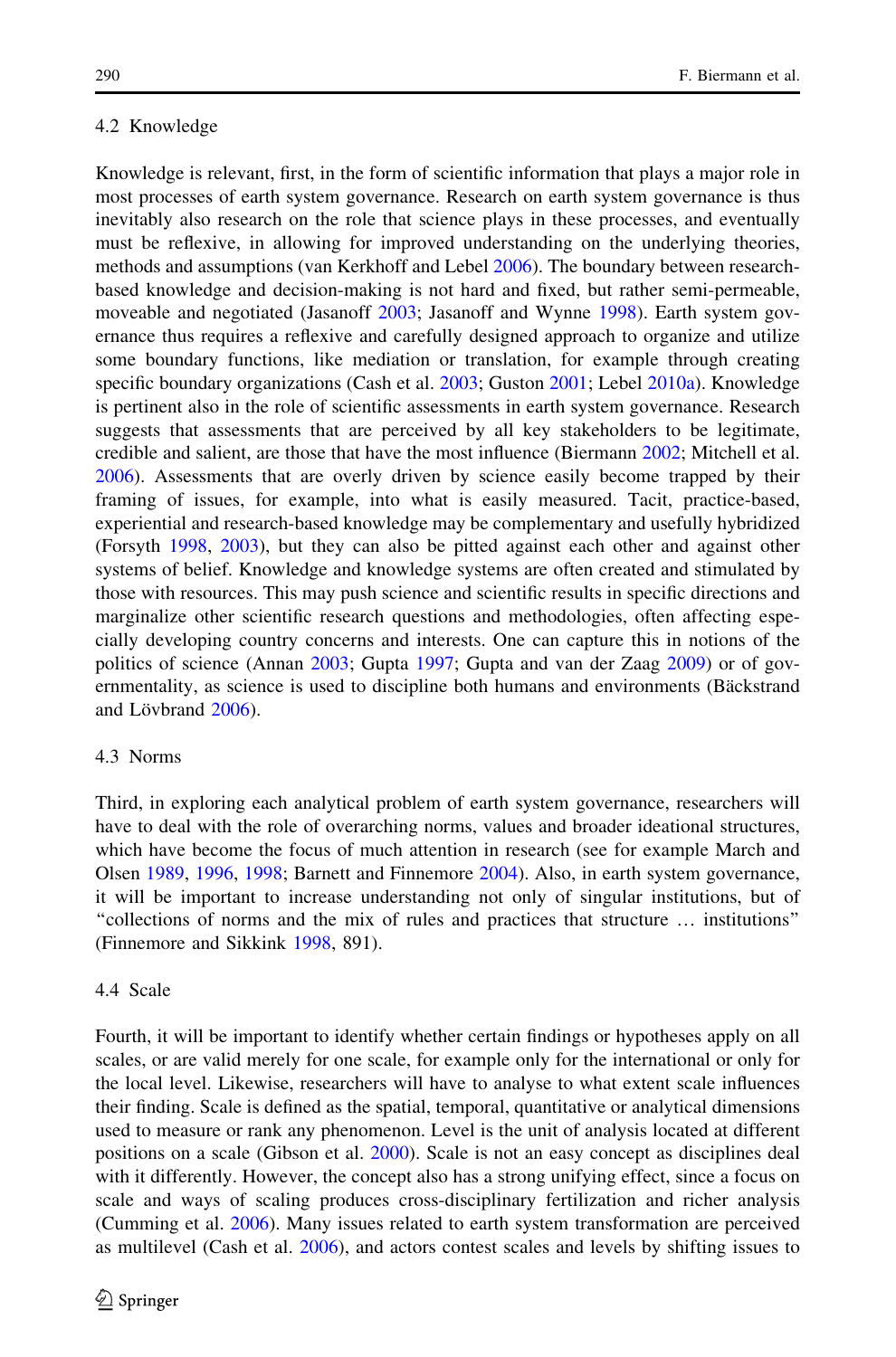### 4.2 Knowledge

Knowledge is relevant, first, in the form of scientific information that plays a major role in most processes of earth system governance. Research on earth system governance is thus inevitably also research on the role that science plays in these processes, and eventually must be reflexive, in allowing for improved understanding on the underlying theories, methods and assumptions (van Kerkhoff and Lebel 2006). The boundary between research-based knowledge and decision-making is not hard and fixed, but rather semi-permeable, moveable and negotiated (Jasanoff 2003; Jasanoff and Wynne 1998). Earth system governance thus requires a reflexive and carefully designed approach to organize and utilize some boundary functions, like mediation or translation, for example through creating specific boundary organizations (Cash et al. 2003; Guston 2001; Lebel 2010a). Knowledge is pertinent also in the role of scientific assessments in earth system governance. Research suggests that assessments that are perceived by all key stakeholders to be legitimate, credible and salient, are those that have the most influence (Biermann 2002; Mitchell et al. 2006). Assessments that are overly driven by science easily become trapped by their framing of issues, for example, into what is easily measured. Tacit, practice-based, experiential and research-based knowledge may be complementary and usefully hybridized (Forsyth 1998, 2003), but they can also be pitted against each other and against other systems of belief. Knowledge and knowledge systems are often created and stimulated by those with resources. This may push science and scientific results in specific directions and marginalize other scientific research questions and methodologies, often affecting especially developing country concerns and interests. One can capture this in notions of the politics of science (Annan 2003; Gupta 1997; Gupta and van der Zaag 2009) or of governmentality, as science is used to discipline both humans and environments (Bäckstrand and Lövbrand 2006).

### 4.3 Norms

Third, in exploring each analytical problem of earth system governance, researchers will have to deal with the role of overarching norms, values and broader ideational structures, which have become the focus of much attention in research (see for example March and Olsen 1989, 1996, 1998; Barnett and Finnemore 2004). Also, in earth system governance, it will be important to increase understanding not only of singular institutions, but of "collections of norms and the mix of rules and practices that structure … institutions" (Finnemore and Sikkink 1998, 891).

### 4.4 Scale

Fourth, it will be important to identify whether certain findings or hypotheses apply on all scales, or are valid merely for one scale, for example only for the international or only for the local level. Likewise, researchers will have to analyse to what extent scale influences their finding. Scale is defined as the spatial, temporal, quantitative or analytical dimensions used to measure or rank any phenomenon. Level is the unit of analysis located at different positions on a scale (Gibson et al. 2000). Scale is not an easy concept as disciplines deal with it differently. However, the concept also has a strong unifying effect, since a focus on scale and ways of scaling produces cross-disciplinary fertilization and richer analysis (Cumming et al. 2006). Many issues related to earth system transformation are perceived as multilevel (Cash et al. 2006), and actors contest scales and levels by shifting issues to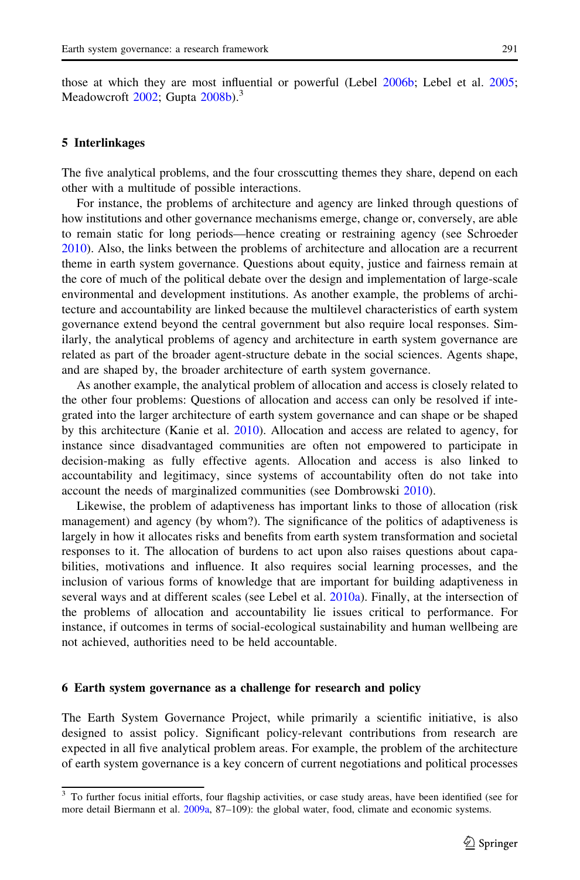those at which they are most influential or powerful (Lebel 2006b; Lebel et al. 2005; Meadowcroft 2002; Gupta 2008b).[3]

## 5 Interlinkages

The five analytical problems, and the four crosscutting themes they share, depend on each other with a multitude of possible interactions.

For instance, the problems of architecture and agency are linked through questions of how institutions and other governance mechanisms emerge, change or, conversely, are able to remain static for long periods—hence creating or restraining agency (see Schroeder 2010). Also, the links between the problems of architecture and allocation are a recurrent theme in earth system governance. Questions about equity, justice and fairness remain at the core of much of the political debate over the design and implementation of large-scale environmental and development institutions. As another example, the problems of architecture and accountability are linked because the multilevel characteristics of earth system governance extend beyond the central government but also require local responses. Similarly, the analytical problems of agency and architecture in earth system governance are related as part of the broader agent-structure debate in the social sciences. Agents shape, and are shaped by, the broader architecture of earth system governance.

As another example, the analytical problem of allocation and access is closely related to the other four problems: Questions of allocation and access can only be resolved if integrated into the larger architecture of earth system governance and can shape or be shaped by this architecture (Kanie et al. 2010). Allocation and access are related to agency, for instance since disadvantaged communities are often not empowered to participate in decision-making as fully effective agents. Allocation and access is also linked to accountability and legitimacy, since systems of accountability often do not take into account the needs of marginalized communities (see Dombrowski 2010).

Likewise, the problem of adaptiveness has important links to those of allocation (risk management) and agency (by whom?). The significance of the politics of adaptiveness is largely in how it allocates risks and benefits from earth system transformation and societal responses to it. The allocation of burdens to act upon also raises questions about capabilities, motivations and influence. It also requires social learning processes, and the inclusion of various forms of knowledge that are important for building adaptiveness in several ways and at different scales (see Lebel et al. 2010a). Finally, at the intersection of the problems of allocation and accountability lie issues critical to performance. For instance, if outcomes in terms of social-ecological sustainability and human wellbeing are not achieved, authorities need to be held accountable.

## 6 Earth system governance as a challenge for research and policy

The Earth System Governance Project, while primarily a scientific initiative, is also designed to assist policy. Significant policy-relevant contributions from research are expected in all five analytical problem areas. For example, the problem of the architecture of earth system governance is a key concern of current negotiations and political processes

---

[3] To further focus initial efforts, four flagship activities, or case study areas, have been identified (see for more detail Biermann et al. 2009a, 87–109): the global water, food, climate and economic systems.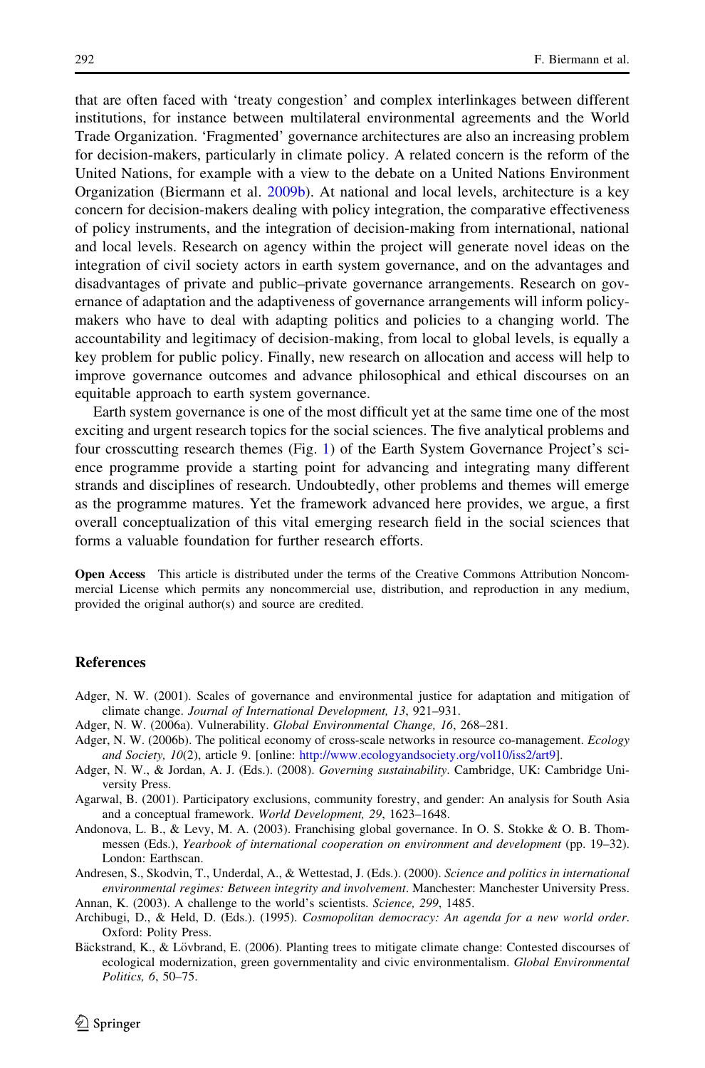that are often faced with 'treaty congestion' and complex interlinkages between different institutions, for instance between multilateral environmental agreements and the World Trade Organization. 'Fragmented' governance architectures are also an increasing problem for decision-makers, particularly in climate policy. A related concern is the reform of the United Nations, for example with a view to the debate on a United Nations Environment Organization (Biermann et al. 2009b). At national and local levels, architecture is a key concern for decision-makers dealing with policy integration, the comparative effectiveness of policy instruments, and the integration of decision-making from international, national and local levels. Research on agency within the project will generate novel ideas on the integration of civil society actors in earth system governance, and on the advantages and disadvantages of private and public–private governance arrangements. Research on governance of adaptation and the adaptiveness of governance arrangements will inform policy-makers who have to deal with adapting politics and policies to a changing world. The accountability and legitimacy of decision-making, from local to global levels, is equally a key problem for public policy. Finally, new research on allocation and access will help to improve governance outcomes and advance philosophical and ethical discourses on an equitable approach to earth system governance.

Earth system governance is one of the most difficult yet at the same time one of the most exciting and urgent research topics for the social sciences. The five analytical problems and four crosscutting research themes (Fig. 1) of the Earth System Governance Project's science programme provide a starting point for advancing and integrating many different strands and disciplines of research. Undoubtedly, other problems and themes will emerge as the programme matures. Yet the framework advanced here provides, we argue, a first overall conceptualization of this vital emerging research field in the social sciences that forms a valuable foundation for further research efforts.

**Open Access** This article is distributed under the terms of the Creative Commons Attribution Noncommercial License which permits any noncommercial use, distribution, and reproduction in any medium, provided the original author(s) and source are credited.

## References

Adger, N. W. (2001). Scales of governance and environmental justice for adaptation and mitigation of climate change. *Journal of International Development, 13*, 921–931.

Adger, N. W. (2006a). Vulnerability. *Global Environmental Change, 16*, 268–281.

Adger, N. W. (2006b). The political economy of cross-scale networks in resource co-management. *Ecology and Society, 10*(2), article 9. [online: http://www.ecologyandsociety.org/vol10/iss2/art9].

Adger, N. W., & Jordan, A. J. (Eds.). (2008). *Governing sustainability*. Cambridge, UK: Cambridge University Press.

Agarwal, B. (2001). Participatory exclusions, community forestry, and gender: An analysis for South Asia and a conceptual framework. *World Development, 29*, 1623–1648.

Andonova, L. B., & Levy, M. A. (2003). Franchising global governance. In O. S. Stokke & O. B. Thommessen (Eds.), *Yearbook of international cooperation on environment and development* (pp. 19–32). London: Earthscan.

Andresen, S., Skodvin, T., Underdal, A., & Wettestad, J. (Eds.). (2000). *Science and politics in international environmental regimes: Between integrity and involvement*. Manchester: Manchester University Press.

Annan, K. (2003). A challenge to the world's scientists. *Science, 299*, 1485.

Archibugi, D., & Held, D. (Eds.). (1995). *Cosmopolitan democracy: An agenda for a new world order*. Oxford: Polity Press.

Bäckstrand, K., & Lövbrand, E. (2006). Planting trees to mitigate climate change: Contested discourses of ecological modernization, green governmentality and civic environmentalism. *Global Environmental Politics, 6*, 50–75.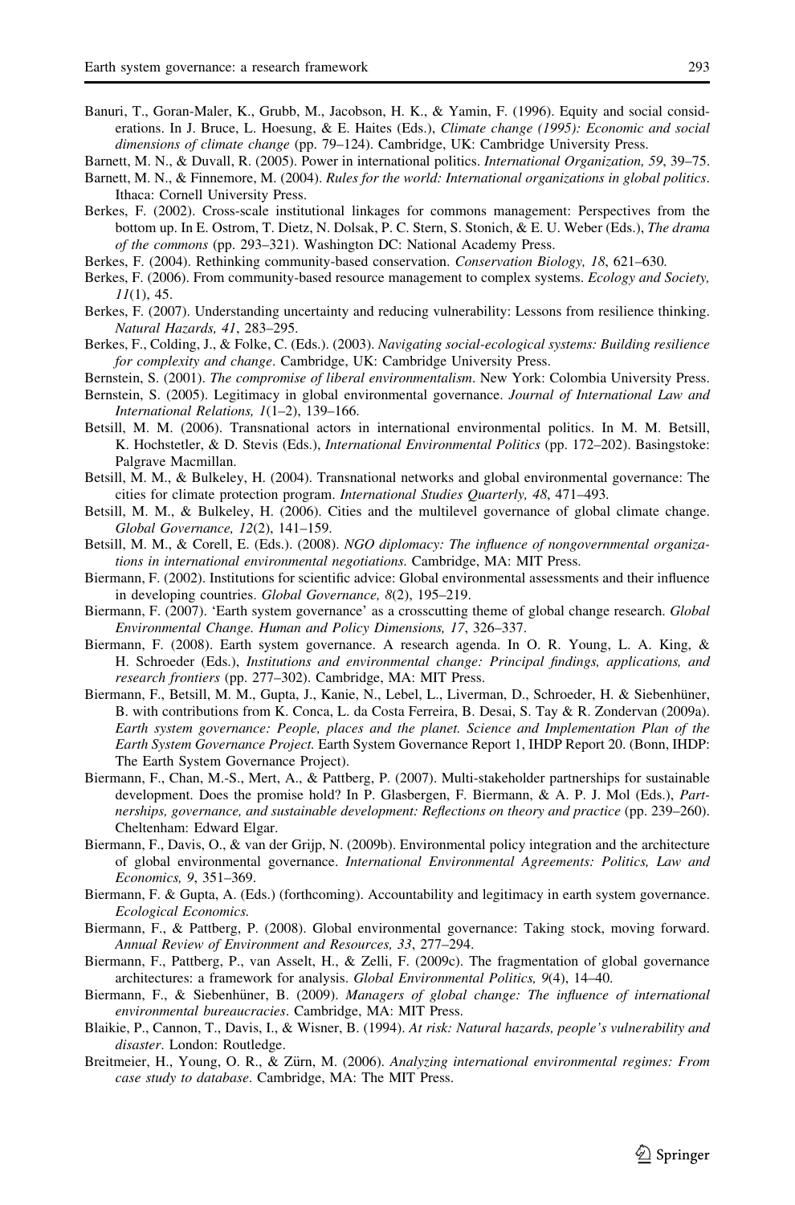Banuri, T., Goran-Maler, K., Grubb, M., Jacobson, H. K., & Yamin, F. (1996). Equity and social considerations. In J. Bruce, L. Hoesung, & E. Haites (Eds.), *Climate change (1995): Economic and social dimensions of climate change* (pp. 79–124). Cambridge, UK: Cambridge University Press.

Barnett, M. N., & Duvall, R. (2005). Power in international politics. *International Organization, 59*, 39–75.

Barnett, M. N., & Finnemore, M. (2004). *Rules for the world: International organizations in global politics*. Ithaca: Cornell University Press.

Berkes, F. (2002). Cross-scale institutional linkages for commons management: Perspectives from the bottom up. In E. Ostrom, T. Dietz, N. Dolsak, P. C. Stern, S. Stonich, & E. U. Weber (Eds.), *The drama of the commons* (pp. 293–321). Washington DC: National Academy Press.

Berkes, F. (2004). Rethinking community-based conservation. *Conservation Biology, 18*, 621–630.

Berkes, F. (2006). From community-based resource management to complex systems. *Ecology and Society, 11*(1), 45.

Berkes, F. (2007). Understanding uncertainty and reducing vulnerability: Lessons from resilience thinking. *Natural Hazards, 41*, 283–295.

Berkes, F., Colding, J., & Folke, C. (Eds.). (2003). *Navigating social-ecological systems: Building resilience for complexity and change*. Cambridge, UK: Cambridge University Press.

Bernstein, S. (2001). *The compromise of liberal environmentalism*. New York: Colombia University Press.

Bernstein, S. (2005). Legitimacy in global environmental governance. *Journal of International Law and International Relations, 1*(1–2), 139–166.

Betsill, M. M. (2006). Transnational actors in international environmental politics. In M. M. Betsill, K. Hochstetler, & D. Stevis (Eds.), *International Environmental Politics* (pp. 172–202). Basingstoke: Palgrave Macmillan.

Betsill, M. M., & Bulkeley, H. (2004). Transnational networks and global environmental governance: The cities for climate protection program. *International Studies Quarterly, 48*, 471–493.

Betsill, M. M., & Bulkeley, H. (2006). Cities and the multilevel governance of global climate change. *Global Governance, 12*(2), 141–159.

Betsill, M. M., & Corell, E. (Eds.). (2008). *NGO diplomacy: The influence of nongovernmental organizations in international environmental negotiations*. Cambridge, MA: MIT Press.

Biermann, F. (2002). Institutions for scientific advice: Global environmental assessments and their influence in developing countries. *Global Governance, 8*(2), 195–219.

Biermann, F. (2007). 'Earth system governance' as a crosscutting theme of global change research. *Global Environmental Change. Human and Policy Dimensions, 17*, 326–337.

Biermann, F. (2008). Earth system governance. A research agenda. In O. R. Young, L. A. King, & H. Schroeder (Eds.), *Institutions and environmental change: Principal findings, applications, and research frontiers* (pp. 277–302). Cambridge, MA: MIT Press.

Biermann, F., Betsill, M. M., Gupta, J., Kanie, N., Lebel, L., Liverman, D., Schroeder, H. & Siebenhüner, B. with contributions from K. Conca, L. da Costa Ferreira, B. Desai, S. Tay & R. Zondervan (2009a). *Earth system governance: People, places and the planet. Science and Implementation Plan of the Earth System Governance Project.* Earth System Governance Report 1, IHDP Report 20. (Bonn, IHDP: The Earth System Governance Project).

Biermann, F., Chan, M.-S., Mert, A., & Pattberg, P. (2007). Multi-stakeholder partnerships for sustainable development. Does the promise hold? In P. Glasbergen, F. Biermann, & A. P. J. Mol (Eds.), *Partnerships, governance, and sustainable development: Reflections on theory and practice* (pp. 239–260). Cheltenham: Edward Elgar.

Biermann, F., Davis, O., & van der Grijp, N. (2009b). Environmental policy integration and the architecture of global environmental governance. *International Environmental Agreements: Politics, Law and Economics, 9*, 351–369.

Biermann, F. & Gupta, A. (Eds.) (forthcoming). Accountability and legitimacy in earth system governance. *Ecological Economics.*

Biermann, F., & Pattberg, P. (2008). Global environmental governance: Taking stock, moving forward. *Annual Review of Environment and Resources, 33*, 277–294.

Biermann, F., Pattberg, P., van Asselt, H., & Zelli, F. (2009c). The fragmentation of global governance architectures: a framework for analysis. *Global Environmental Politics, 9*(4), 14–40.

Biermann, F., & Siebenhüner, B. (2009). *Managers of global change: The influence of international environmental bureaucracies*. Cambridge, MA: MIT Press.

Blaikie, P., Cannon, T., Davis, I., & Wisner, B. (1994). *At risk: Natural hazards, people's vulnerability and disaster*. London: Routledge.

Breitmeier, H., Young, O. R., & Zürn, M. (2006). *Analyzing international environmental regimes: From case study to database*. Cambridge, MA: The MIT Press.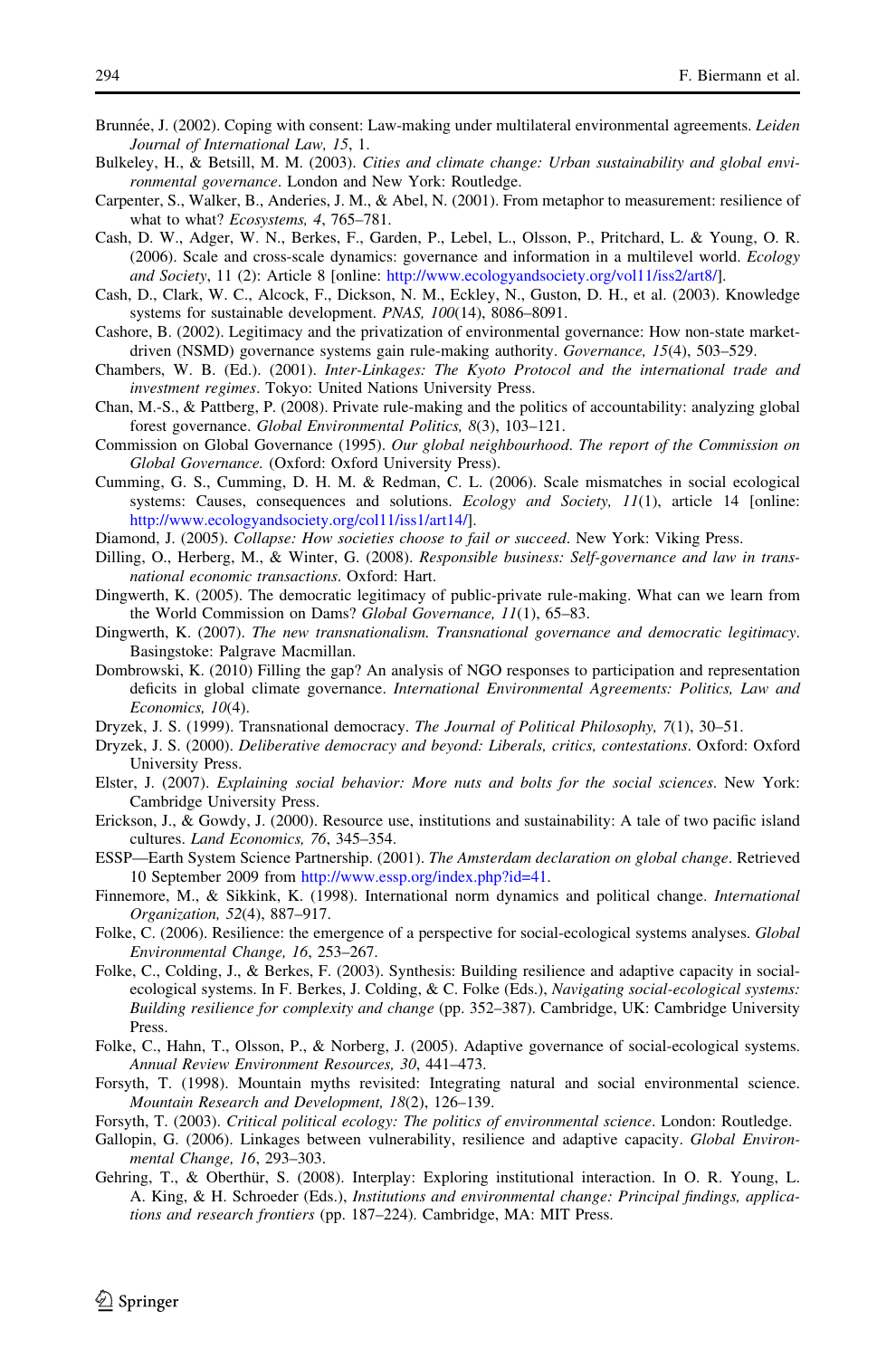Brunnée, J. (2002). Coping with consent: Law-making under multilateral environmental agreements. *Leiden Journal of International Law, 15*, 1.

Bulkeley, H., & Betsill, M. M. (2003). *Cities and climate change: Urban sustainability and global environmental governance*. London and New York: Routledge.

Carpenter, S., Walker, B., Anderies, J. M., & Abel, N. (2001). From metaphor to measurement: resilience of what to what? *Ecosystems, 4*, 765–781.

Cash, D. W., Adger, W. N., Berkes, F., Garden, P., Lebel, L., Olsson, P., Pritchard, L. & Young, O. R. (2006). Scale and cross-scale dynamics: governance and information in a multilevel world. *Ecology and Society*, 11 (2): Article 8 [online: http://www.ecologyandsociety.org/vol11/iss2/art8/].

Cash, D., Clark, W. C., Alcock, F., Dickson, N. M., Eckley, N., Guston, D. H., et al. (2003). Knowledge systems for sustainable development. *PNAS, 100*(14), 8086–8091.

Cashore, B. (2002). Legitimacy and the privatization of environmental governance: How non-state market-driven (NSMD) governance systems gain rule-making authority. *Governance, 15*(4), 503–529.

Chambers, W. B. (Ed.). (2001). *Inter-Linkages: The Kyoto Protocol and the international trade and investment regimes*. Tokyo: United Nations University Press.

Chan, M.-S., & Pattberg, P. (2008). Private rule-making and the politics of accountability: analyzing global forest governance. *Global Environmental Politics, 8*(3), 103–121.

Commission on Global Governance (1995). *Our global neighbourhood. The report of the Commission on Global Governance.* (Oxford: Oxford University Press).

Cumming, G. S., Cumming, D. H. M. & Redman, C. L. (2006). Scale mismatches in social ecological systems: Causes, consequences and solutions. *Ecology and Society, 11*(1), article 14 [online: http://www.ecologyandsociety.org/col11/iss1/art14/].

Diamond, J. (2005). *Collapse: How societies choose to fail or succeed*. New York: Viking Press.

Dilling, O., Herberg, M., & Winter, G. (2008). *Responsible business: Self-governance and law in transnational economic transactions*. Oxford: Hart.

Dingwerth, K. (2005). The democratic legitimacy of public-private rule-making. What can we learn from the World Commission on Dams? *Global Governance, 11*(1), 65–83.

Dingwerth, K. (2007). *The new transnationalism. Transnational governance and democratic legitimacy*. Basingstoke: Palgrave Macmillan.

Dombrowski, K. (2010) Filling the gap? An analysis of NGO responses to participation and representation deficits in global climate governance. *International Environmental Agreements: Politics, Law and Economics, 10*(4).

Dryzek, J. S. (1999). Transnational democracy. *The Journal of Political Philosophy, 7*(1), 30–51.

Dryzek, J. S. (2000). *Deliberative democracy and beyond: Liberals, critics, contestations*. Oxford: Oxford University Press.

Elster, J. (2007). *Explaining social behavior: More nuts and bolts for the social sciences*. New York: Cambridge University Press.

Erickson, J., & Gowdy, J. (2000). Resource use, institutions and sustainability: A tale of two pacific island cultures. *Land Economics, 76*, 345–354.

ESSP—Earth System Science Partnership. (2001). *The Amsterdam declaration on global change*. Retrieved 10 September 2009 from http://www.essp.org/index.php?id=41.

Finnemore, M., & Sikkink, K. (1998). International norm dynamics and political change. *International Organization, 52*(4), 887–917.

Folke, C. (2006). Resilience: the emergence of a perspective for social-ecological systems analyses. *Global Environmental Change, 16*, 253–267.

Folke, C., Colding, J., & Berkes, F. (2003). Synthesis: Building resilience and adaptive capacity in social-ecological systems. In F. Berkes, J. Colding, & C. Folke (Eds.), *Navigating social-ecological systems: Building resilience for complexity and change* (pp. 352–387). Cambridge, UK: Cambridge University Press.

Folke, C., Hahn, T., Olsson, P., & Norberg, J. (2005). Adaptive governance of social-ecological systems. *Annual Review Environment Resources, 30*, 441–473.

Forsyth, T. (1998). Mountain myths revisited: Integrating natural and social environmental science. *Mountain Research and Development, 18*(2), 126–139.

Forsyth, T. (2003). *Critical political ecology: The politics of environmental science*. London: Routledge.

Gallopin, G. (2006). Linkages between vulnerability, resilience and adaptive capacity. *Global Environmental Change, 16*, 293–303.

Gehring, T., & Oberthür, S. (2008). Interplay: Exploring institutional interaction. In O. R. Young, L. A. King, & H. Schroeder (Eds.), *Institutions and environmental change: Principal findings, applications and research frontiers* (pp. 187–224). Cambridge, MA: MIT Press.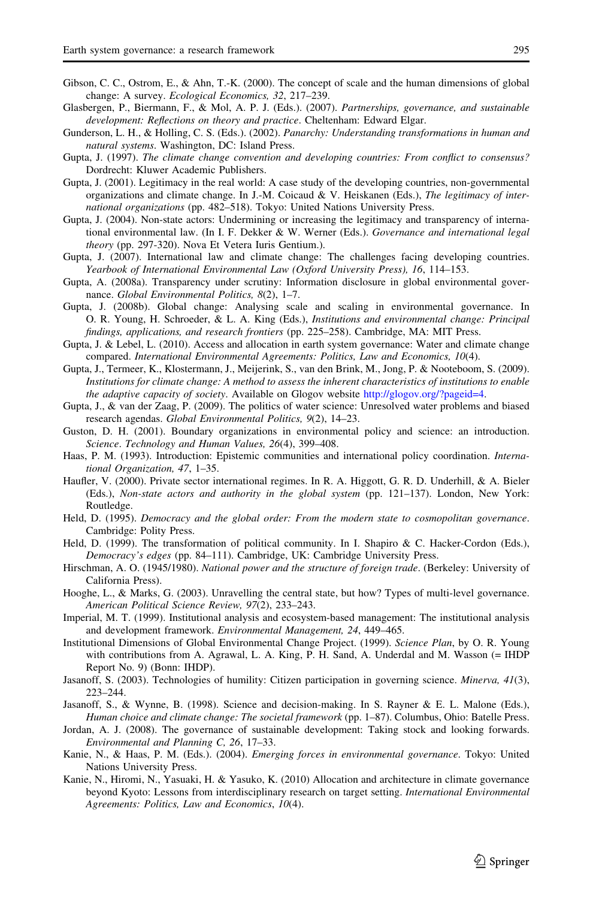Gibson, C. C., Ostrom, E., & Ahn, T.-K. (2000). The concept of scale and the human dimensions of global change: A survey. *Ecological Economics, 32*, 217–239.

Glasbergen, P., Biermann, F., & Mol, A. P. J. (Eds.). (2007). *Partnerships, governance, and sustainable development: Reflections on theory and practice*. Cheltenham: Edward Elgar.

Gunderson, L. H., & Holling, C. S. (Eds.). (2002). *Panarchy: Understanding transformations in human and natural systems*. Washington, DC: Island Press.

Gupta, J. (1997). *The climate change convention and developing countries: From conflict to consensus?* Dordrecht: Kluwer Academic Publishers.

Gupta, J. (2001). Legitimacy in the real world: A case study of the developing countries, non-governmental organizations and climate change. In J.-M. Coicaud & V. Heiskanen (Eds.), *The legitimacy of international organizations* (pp. 482–518). Tokyo: United Nations University Press.

Gupta, J. (2004). Non-state actors: Undermining or increasing the legitimacy and transparency of international environmental law. (In I. F. Dekker & W. Werner (Eds.). *Governance and international legal theory* (pp. 297-320). Nova Et Vetera Iuris Gentium.).

Gupta, J. (2007). International law and climate change: The challenges facing developing countries. *Yearbook of International Environmental Law (Oxford University Press), 16*, 114–153.

Gupta, A. (2008a). Transparency under scrutiny: Information disclosure in global environmental governance. *Global Environmental Politics, 8*(2), 1–7.

Gupta, J. (2008b). Global change: Analysing scale and scaling in environmental governance. In O. R. Young, H. Schroeder, & L. A. King (Eds.), *Institutions and environmental change: Principal findings, applications, and research frontiers* (pp. 225–258). Cambridge, MA: MIT Press.

Gupta, J. & Lebel, L. (2010). Access and allocation in earth system governance: Water and climate change compared. *International Environmental Agreements: Politics, Law and Economics, 10*(4).

Gupta, J., Termeer, K., Klostermann, J., Meijerink, S., van den Brink, M., Jong, P. & Nooteboom, S. (2009). *Institutions for climate change: A method to assess the inherent characteristics of institutions to enable the adaptive capacity of society*. Available on Glogov website http://glogov.org/?pageid=4.

Gupta, J., & van der Zaag, P. (2009). The politics of water science: Unresolved water problems and biased research agendas. *Global Environmental Politics, 9*(2), 14–23.

Guston, D. H. (2001). Boundary organizations in environmental policy and science: an introduction. *Science. Technology and Human Values, 26*(4), 399–408.

Haas, P. M. (1993). Introduction: Epistemic communities and international policy coordination. *International Organization, 47*, 1–35.

Haufler, V. (2000). Private sector international regimes. In R. A. Higgott, G. R. D. Underhill, & A. Bieler (Eds.), *Non-state actors and authority in the global system* (pp. 121–137). London, New York: Routledge.

Held, D. (1995). *Democracy and the global order: From the modern state to cosmopolitan governance*. Cambridge: Polity Press.

Held, D. (1999). The transformation of political community. In I. Shapiro & C. Hacker-Cordon (Eds.), *Democracy's edges* (pp. 84–111). Cambridge, UK: Cambridge University Press.

Hirschman, A. O. (1945/1980). *National power and the structure of foreign trade*. (Berkeley: University of California Press).

Hooghe, L., & Marks, G. (2003). Unravelling the central state, but how? Types of multi-level governance. *American Political Science Review, 97*(2), 233–243.

Imperial, M. T. (1999). Institutional analysis and ecosystem-based management: The institutional analysis and development framework. *Environmental Management, 24*, 449–465.

Institutional Dimensions of Global Environmental Change Project. (1999). *Science Plan*, by O. R. Young with contributions from A. Agrawal, L. A. King, P. H. Sand, A. Underdal and M. Wasson (= IHDP Report No. 9) (Bonn: IHDP).

Jasanoff, S. (2003). Technologies of humility: Citizen participation in governing science. *Minerva, 41*(3), 223–244.

Jasanoff, S., & Wynne, B. (1998). Science and decision-making. In S. Rayner & E. L. Malone (Eds.), *Human choice and climate change: The societal framework* (pp. 1–87). Columbus, Ohio: Batelle Press.

Jordan, A. J. (2008). The governance of sustainable development: Taking stock and looking forwards. *Environmental and Planning C, 26*, 17–33.

Kanie, N., & Haas, P. M. (Eds.). (2004). *Emerging forces in environmental governance*. Tokyo: United Nations University Press.

Kanie, N., Hiromi, N., Yasuaki, H. & Yasuko, K. (2010) Allocation and architecture in climate governance beyond Kyoto: Lessons from interdisciplinary research on target setting. *International Environmental Agreements: Politics, Law and Economics, 10*(4).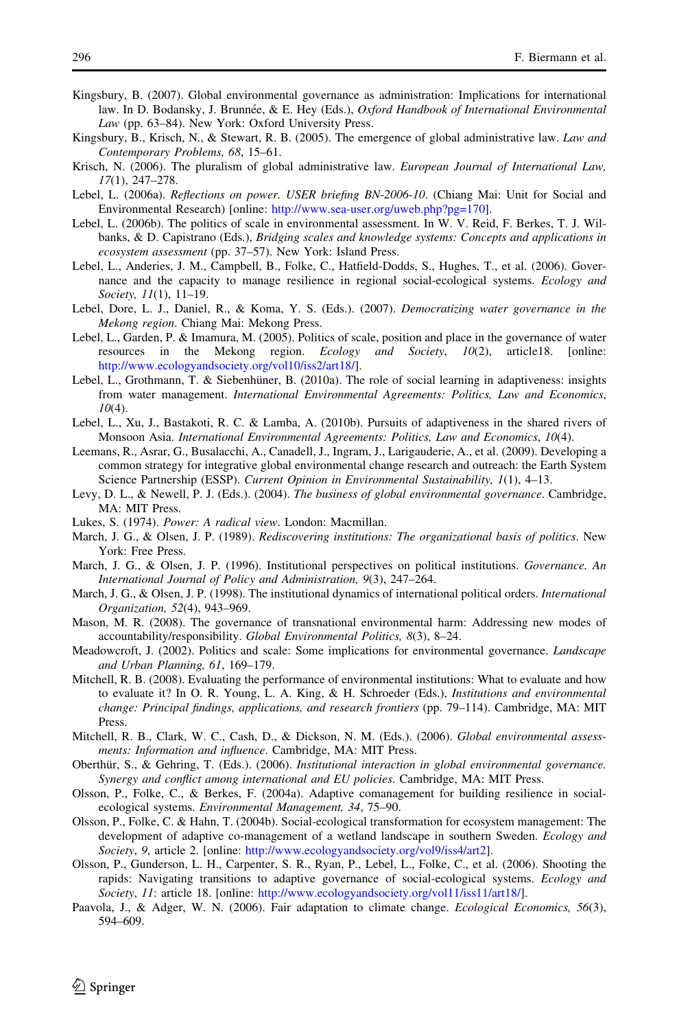Kingsbury, B. (2007). Global environmental governance as administration: Implications for international law. In D. Bodansky, J. Brunnée, & E. Hey (Eds.), *Oxford Handbook of International Environmental Law* (pp. 63–84). New York: Oxford University Press.

Kingsbury, B., Krisch, N., & Stewart, R. B. (2005). The emergence of global administrative law. *Law and Contemporary Problems, 68*, 15–61.

Krisch, N. (2006). The pluralism of global administrative law. *European Journal of International Law, 17*(1), 247–278.

Lebel, L. (2006a). *Reflections on power. USER briefing BN-2006-10*. (Chiang Mai: Unit for Social and Environmental Research) [online: http://www.sea-user.org/uweb.php?pg=170].

Lebel, L. (2006b). The politics of scale in environmental assessment. In W. V. Reid, F. Berkes, T. J. Wilbanks, & D. Capistrano (Eds.), *Bridging scales and knowledge systems: Concepts and applications in ecosystem assessment* (pp. 37–57). New York: Island Press.

Lebel, L., Anderies, J. M., Campbell, B., Folke, C., Hatfield-Dodds, S., Hughes, T., et al. (2006). Governance and the capacity to manage resilience in regional social-ecological systems. *Ecology and Society, 11*(1), 11–19.

Lebel, Dore, L. J., Daniel, R., & Koma, Y. S. (Eds.). (2007). *Democratizing water governance in the Mekong region*. Chiang Mai: Mekong Press.

Lebel, L., Garden, P. & Imamura, M. (2005). Politics of scale, position and place in the governance of water resources in the Mekong region. *Ecology and Society*, *10*(2), article18. [online: http://www.ecologyandsociety.org/vol10/iss2/art18/].

Lebel, L., Grothmann, T. & Siebenhüner, B. (2010a). The role of social learning in adaptiveness: insights from water management. *International Environmental Agreements: Politics, Law and Economics*, *10*(4).

Lebel, L., Xu, J., Bastakoti, R. C. & Lamba, A. (2010b). Pursuits of adaptiveness in the shared rivers of Monsoon Asia. *International Environmental Agreements: Politics, Law and Economics*, *10*(4).

Leemans, R., Asrar, G., Busalacchi, A., Canadell, J., Ingram, J., Larigauderie, A., et al. (2009). Developing a common strategy for integrative global environmental change research and outreach: the Earth System Science Partnership (ESSP). *Current Opinion in Environmental Sustainability, 1*(1), 4–13.

Levy, D. L., & Newell, P. J. (Eds.). (2004). *The business of global environmental governance*. Cambridge, MA: MIT Press.

Lukes, S. (1974). *Power: A radical view*. London: Macmillan.

March, J. G., & Olsen, J. P. (1989). *Rediscovering institutions: The organizational basis of politics*. New York: Free Press.

March, J. G., & Olsen, J. P. (1996). Institutional perspectives on political institutions. *Governance. An International Journal of Policy and Administration, 9*(3), 247–264.

March, J. G., & Olsen, J. P. (1998). The institutional dynamics of international political orders. *International Organization, 52*(4), 943–969.

Mason, M. R. (2008). The governance of transnational environmental harm: Addressing new modes of accountability/responsibility. *Global Environmental Politics, 8*(3), 8–24.

Meadowcroft, J. (2002). Politics and scale: Some implications for environmental governance. *Landscape and Urban Planning, 61*, 169–179.

Mitchell, R. B. (2008). Evaluating the performance of environmental institutions: What to evaluate and how to evaluate it? In O. R. Young, L. A. King, & H. Schroeder (Eds.), *Institutions and environmental change: Principal findings, applications, and research frontiers* (pp. 79–114). Cambridge, MA: MIT Press.

Mitchell, R. B., Clark, W. C., Cash, D., & Dickson, N. M. (Eds.). (2006). *Global environmental assessments: Information and influence*. Cambridge, MA: MIT Press.

Oberthür, S., & Gehring, T. (Eds.). (2006). *Institutional interaction in global environmental governance. Synergy and conflict among international and EU policies*. Cambridge, MA: MIT Press.

Olsson, P., Folke, C., & Berkes, F. (2004a). Adaptive comanagement for building resilience in social-ecological systems. *Environmental Management, 34*, 75–90.

Olsson, P., Folke, C. & Hahn, T. (2004b). Social-ecological transformation for ecosystem management: The development of adaptive co-management of a wetland landscape in southern Sweden. *Ecology and Society*, *9*, article 2. [online: http://www.ecologyandsociety.org/vol9/iss4/art2].

Olsson, P., Gunderson, L. H., Carpenter, S. R., Ryan, P., Lebel, L., Folke, C., et al. (2006). Shooting the rapids: Navigating transitions to adaptive governance of social-ecological systems. *Ecology and Society*, *11*: article 18. [online: http://www.ecologyandsociety.org/vol11/iss11/art18/].

Paavola, J., & Adger, W. N. (2006). Fair adaptation to climate change. *Ecological Economics, 56*(3), 594–609.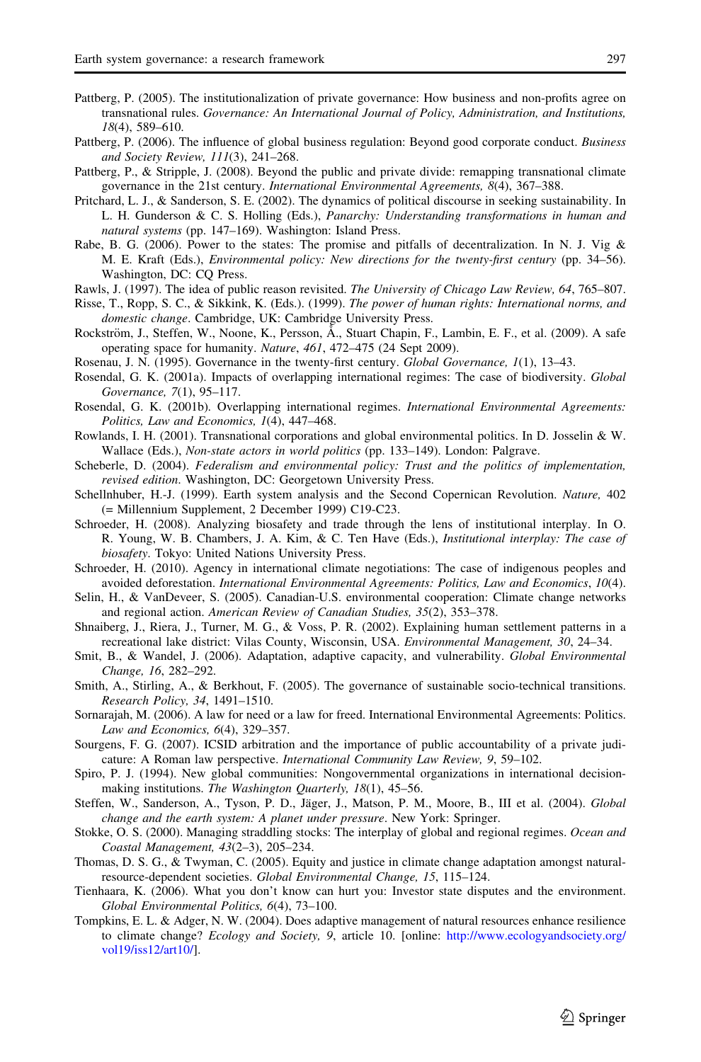Pattberg, P. (2005). The institutionalization of private governance: How business and non-profits agree on transnational rules. *Governance: An International Journal of Policy, Administration, and Institutions, 18*(4), 589–610.

Pattberg, P. (2006). The influence of global business regulation: Beyond good corporate conduct. *Business and Society Review, 111*(3), 241–268.

Pattberg, P., & Stripple, J. (2008). Beyond the public and private divide: remapping transnational climate governance in the 21st century. *International Environmental Agreements, 8*(4), 367–388.

Pritchard, L. J., & Sanderson, S. E. (2002). The dynamics of political discourse in seeking sustainability. In L. H. Gunderson & C. S. Holling (Eds.), *Panarchy: Understanding transformations in human and natural systems* (pp. 147–169). Washington: Island Press.

Rabe, B. G. (2006). Power to the states: The promise and pitfalls of decentralization. In N. J. Vig & M. E. Kraft (Eds.), *Environmental policy: New directions for the twenty-first century* (pp. 34–56). Washington, DC: CQ Press.

Rawls, J. (1997). The idea of public reason revisited. *The University of Chicago Law Review, 64*, 765–807.

Risse, T., Ropp, S. C., & Sikkink, K. (Eds.). (1999). *The power of human rights: International norms, and domestic change*. Cambridge, UK: Cambridge University Press.

Rockström, J., Steffen, W., Noone, K., Persson, Å., Stuart Chapin, F., Lambin, E. F., et al. (2009). A safe operating space for humanity. *Nature, 461*, 472–475 (24 Sept 2009).

Rosenau, J. N. (1995). Governance in the twenty-first century. *Global Governance, 1*(1), 13–43.

Rosendal, G. K. (2001a). Impacts of overlapping international regimes: The case of biodiversity. *Global Governance, 7*(1), 95–117.

Rosendal, G. K. (2001b). Overlapping international regimes. *International Environmental Agreements: Politics, Law and Economics, 1*(4), 447–468.

Rowlands, I. H. (2001). Transnational corporations and global environmental politics. In D. Josselin & W. Wallace (Eds.), *Non-state actors in world politics* (pp. 133–149). London: Palgrave.

Scheberle, D. (2004). *Federalism and environmental policy: Trust and the politics of implementation, revised edition*. Washington, DC: Georgetown University Press.

Schellnhuber, H.-J. (1999). Earth system analysis and the Second Copernican Revolution. *Nature,* 402 (= Millennium Supplement, 2 December 1999) C19-C23.

Schroeder, H. (2008). Analyzing biosafety and trade through the lens of institutional interplay. In O. R. Young, W. B. Chambers, J. A. Kim, & C. Ten Have (Eds.), *Institutional interplay: The case of biosafety*. Tokyo: United Nations University Press.

Schroeder, H. (2010). Agency in international climate negotiations: The case of indigenous peoples and avoided deforestation. *International Environmental Agreements: Politics, Law and Economics*, *10*(4).

Selin, H., & VanDeveer, S. (2005). Canadian-U.S. environmental cooperation: Climate change networks and regional action. *American Review of Canadian Studies, 35*(2), 353–378.

Shnaiberg, J., Riera, J., Turner, M. G., & Voss, P. R. (2002). Explaining human settlement patterns in a recreational lake district: Vilas County, Wisconsin, USA. *Environmental Management, 30*, 24–34.

Smit, B., & Wandel, J. (2006). Adaptation, adaptive capacity, and vulnerability. *Global Environmental Change, 16*, 282–292.

Smith, A., Stirling, A., & Berkhout, F. (2005). The governance of sustainable socio-technical transitions. *Research Policy, 34*, 1491–1510.

Sornarajah, M. (2006). A law for need or a law for freed. International Environmental Agreements: Politics. *Law and Economics, 6*(4), 329–357.

Sourgens, F. G. (2007). ICSID arbitration and the importance of public accountability of a private judicature: A Roman law perspective. *International Community Law Review, 9*, 59–102.

Spiro, P. J. (1994). New global communities: Nongovernmental organizations in international decision-making institutions. *The Washington Quarterly, 18*(1), 45–56.

Steffen, W., Sanderson, A., Tyson, P. D., Jäger, J., Matson, P. M., Moore, B., III et al. (2004). *Global change and the earth system: A planet under pressure*. New York: Springer.

Stokke, O. S. (2000). Managing straddling stocks: The interplay of global and regional regimes. *Ocean and Coastal Management, 43*(2–3), 205–234.

Thomas, D. S. G., & Twyman, C. (2005). Equity and justice in climate change adaptation amongst natural-resource-dependent societies. *Global Environmental Change, 15*, 115–124.

Tienhaara, K. (2006). What you don't know can hurt you: Investor state disputes and the environment. *Global Environmental Politics, 6*(4), 73–100.

Tompkins, E. L. & Adger, N. W. (2004). Does adaptive management of natural resources enhance resilience to climate change? *Ecology and Society, 9*, article 10. [online: http://www.ecologyandsociety.org/vol19/iss12/art10/].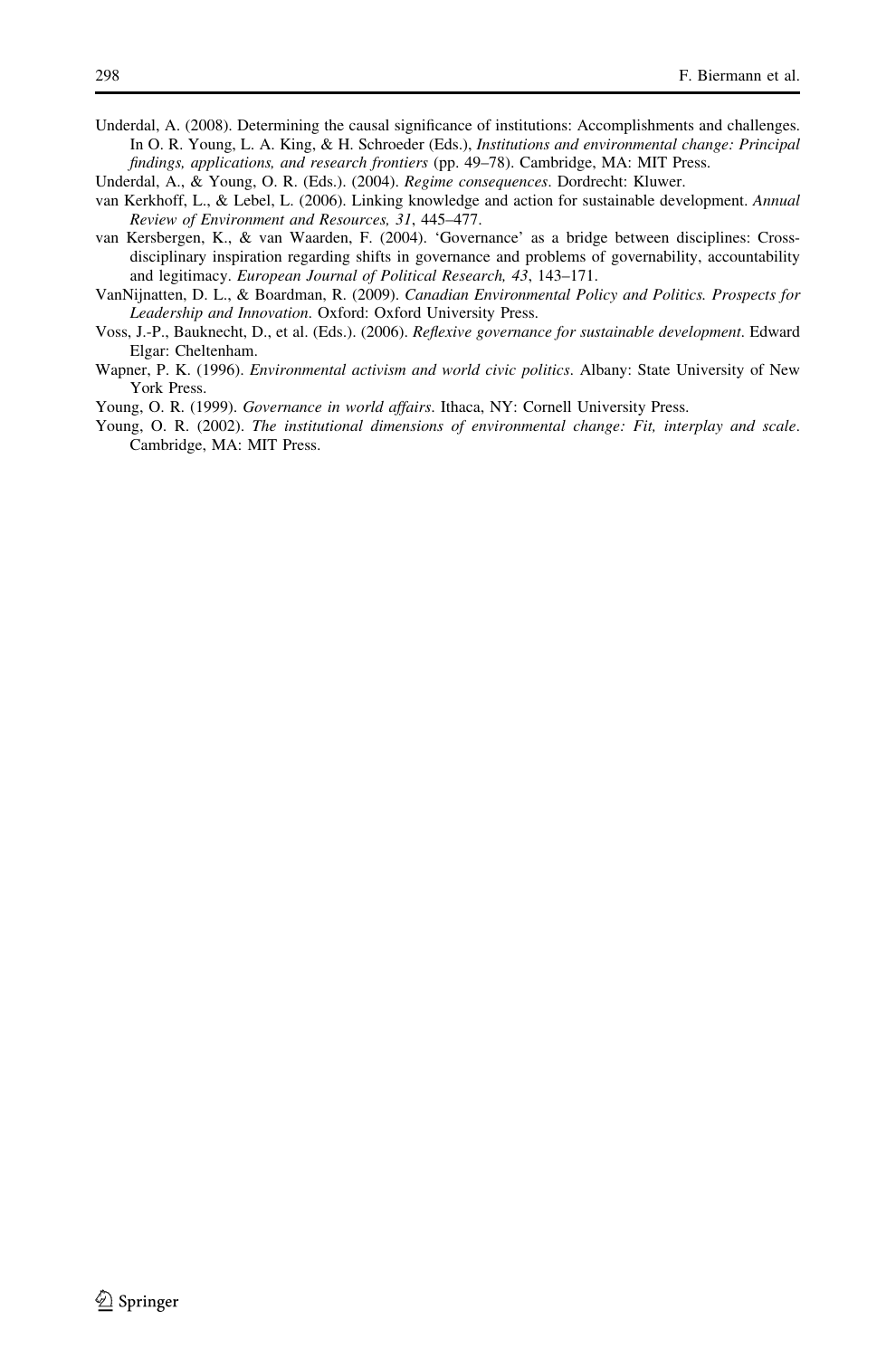Underdal, A. (2008). Determining the causal significance of institutions: Accomplishments and challenges. In O. R. Young, L. A. King, & H. Schroeder (Eds.), *Institutions and environmental change: Principal findings, applications, and research frontiers* (pp. 49–78). Cambridge, MA: MIT Press.

Underdal, A., & Young, O. R. (Eds.). (2004). *Regime consequences*. Dordrecht: Kluwer.

van Kerkhoff, L., & Lebel, L. (2006). Linking knowledge and action for sustainable development. *Annual Review of Environment and Resources, 31*, 445–477.

van Kersbergen, K., & van Waarden, F. (2004). 'Governance' as a bridge between disciplines: Cross-disciplinary inspiration regarding shifts in governance and problems of governability, accountability and legitimacy. *European Journal of Political Research, 43*, 143–171.

VanNijnatten, D. L., & Boardman, R. (2009). *Canadian Environmental Policy and Politics. Prospects for Leadership and Innovation*. Oxford: Oxford University Press.

Voss, J.-P., Bauknecht, D., et al. (Eds.). (2006). *Reflexive governance for sustainable development*. Edward Elgar: Cheltenham.

Wapner, P. K. (1996). *Environmental activism and world civic politics*. Albany: State University of New York Press.

Young, O. R. (1999). *Governance in world affairs*. Ithaca, NY: Cornell University Press.

Young, O. R. (2002). *The institutional dimensions of environmental change: Fit, interplay and scale*. Cambridge, MA: MIT Press.